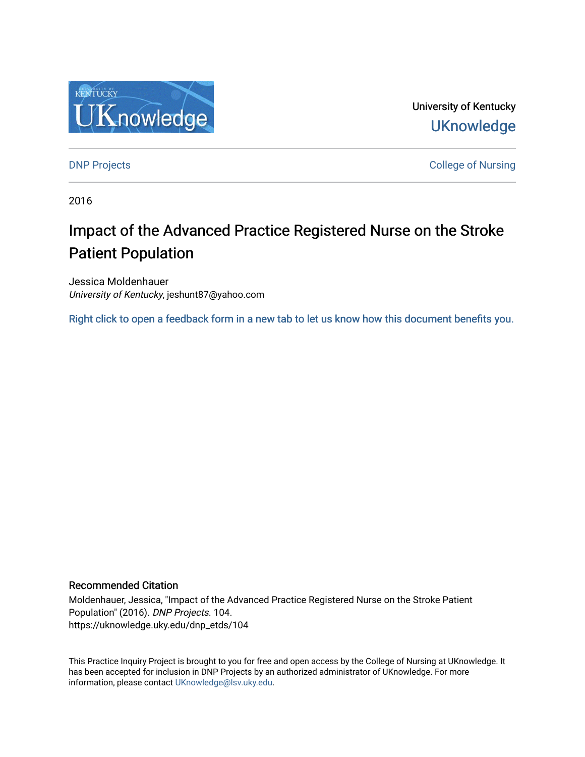University of Kentucky

UKnowledge

DNP Projects

College of Nursing

2016

# Impact of the Advanced Practice Registered Nurse on the Stroke Patient Population

Jessica Moldenhauer
*University of Kentucky*, jeshunt87@yahoo.com

Right click to open a feedback form in a new tab to let us know how this document benefits you.

### Recommended Citation

Moldenhauer, Jessica, "Impact of the Advanced Practice Registered Nurse on the Stroke Patient Population" (2016). *DNP Projects*. 104.
https://uknowledge.uky.edu/dnp_etds/104

This Practice Inquiry Project is brought to you for free and open access by the College of Nursing at UKnowledge. It has been accepted for inclusion in DNP Projects by an authorized administrator of UKnowledge. For more information, please contact UKnowledge@lsv.uky.edu.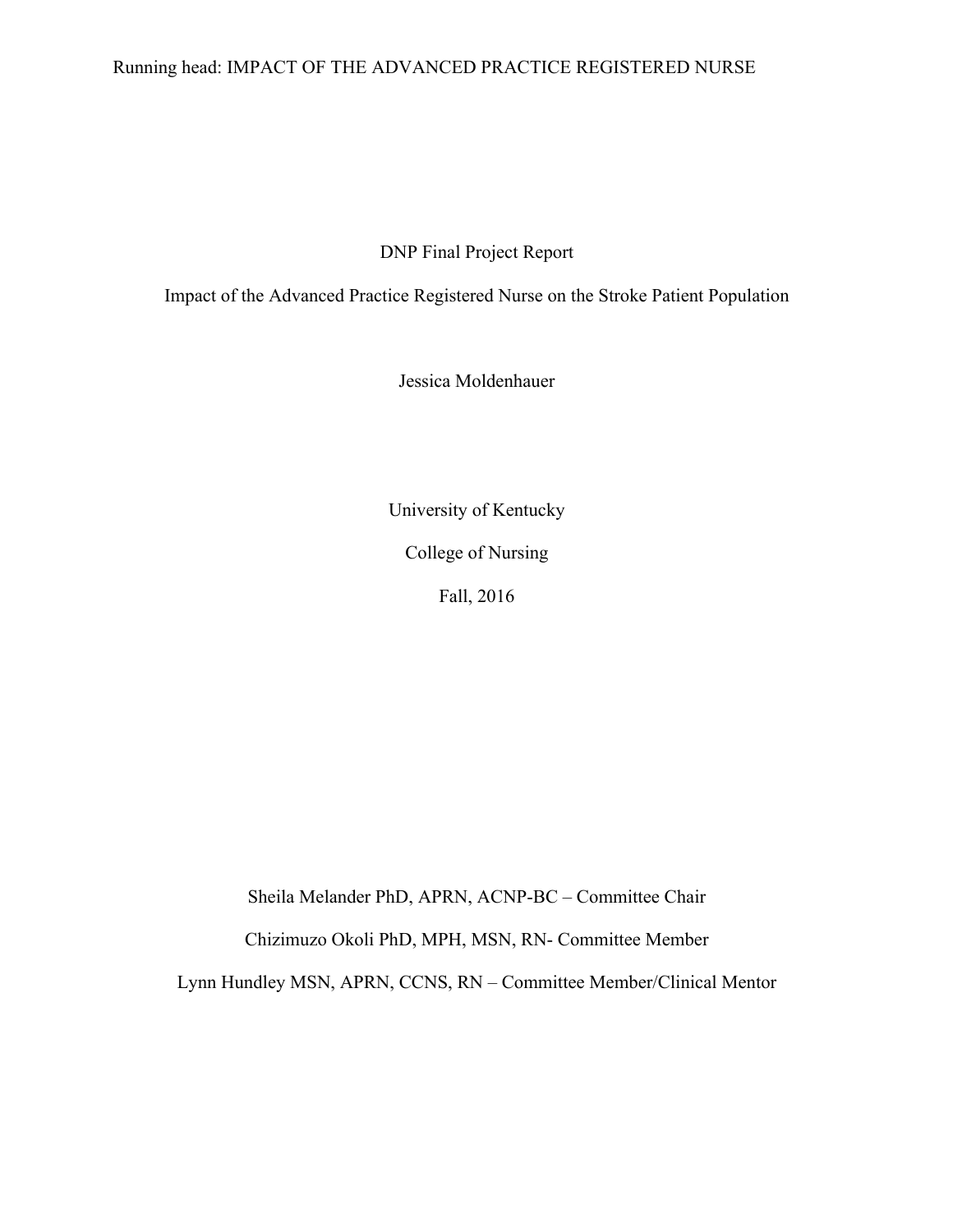DNP Final Project Report

Impact of the Advanced Practice Registered Nurse on the Stroke Patient Population

Jessica Moldenhauer

University of Kentucky

College of Nursing

Fall, 2016

Sheila Melander PhD, APRN, ACNP-BC – Committee Chair

Chizimuzo Okoli PhD, MPH, MSN, RN- Committee Member

Lynn Hundley MSN, APRN, CCNS, RN – Committee Member/Clinical Mentor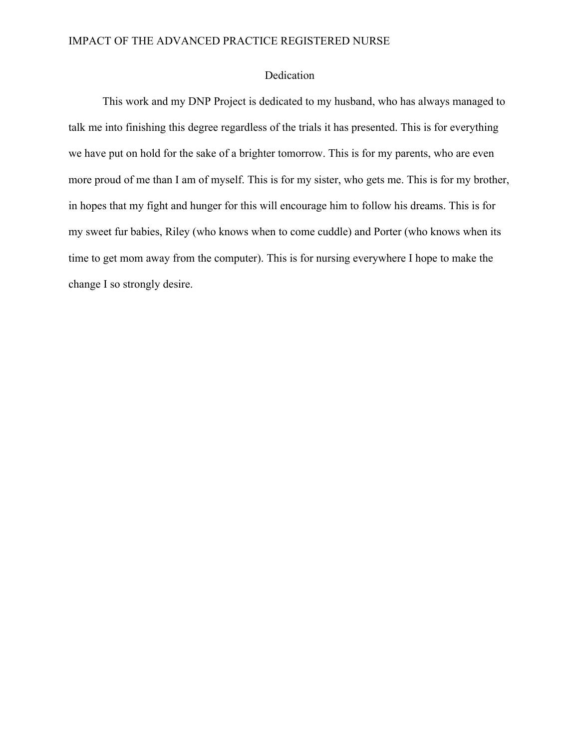# Dedication

This work and my DNP Project is dedicated to my husband, who has always managed to talk me into finishing this degree regardless of the trials it has presented. This is for everything we have put on hold for the sake of a brighter tomorrow. This is for my parents, who are even more proud of me than I am of myself. This is for my sister, who gets me. This is for my brother, in hopes that my fight and hunger for this will encourage him to follow his dreams. This is for my sweet fur babies, Riley (who knows when to come cuddle) and Porter (who knows when its time to get mom away from the computer). This is for nursing everywhere I hope to make the change I so strongly desire.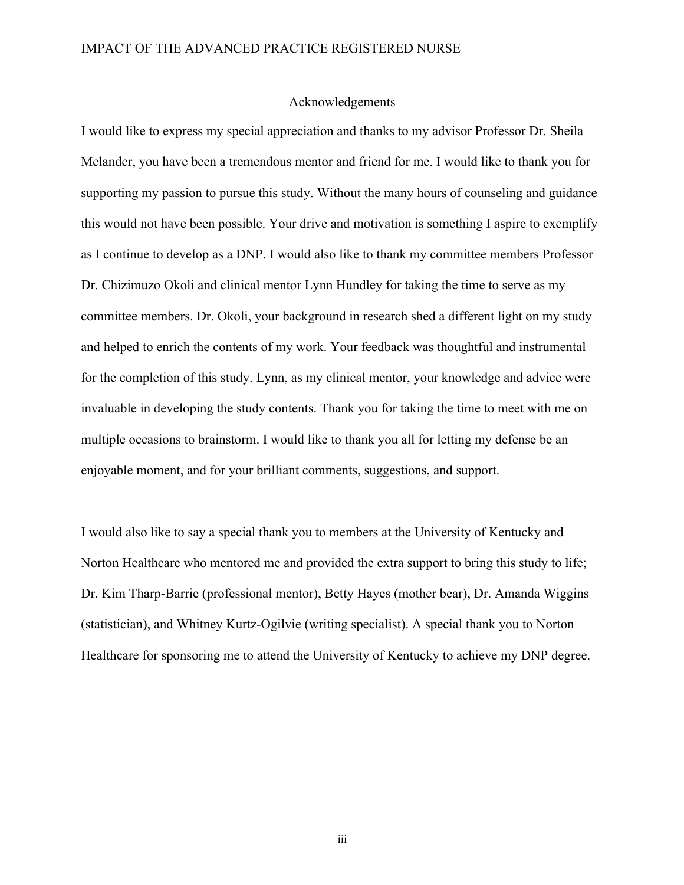## Acknowledgements

I would like to express my special appreciation and thanks to my advisor Professor Dr. Sheila Melander, you have been a tremendous mentor and friend for me. I would like to thank you for supporting my passion to pursue this study. Without the many hours of counseling and guidance this would not have been possible. Your drive and motivation is something I aspire to exemplify as I continue to develop as a DNP. I would also like to thank my committee members Professor Dr. Chizimuzo Okoli and clinical mentor Lynn Hundley for taking the time to serve as my committee members. Dr. Okoli, your background in research shed a different light on my study and helped to enrich the contents of my work. Your feedback was thoughtful and instrumental for the completion of this study. Lynn, as my clinical mentor, your knowledge and advice were invaluable in developing the study contents. Thank you for taking the time to meet with me on multiple occasions to brainstorm. I would like to thank you all for letting my defense be an enjoyable moment, and for your brilliant comments, suggestions, and support.

I would also like to say a special thank you to members at the University of Kentucky and Norton Healthcare who mentored me and provided the extra support to bring this study to life; Dr. Kim Tharp-Barrie (professional mentor), Betty Hayes (mother bear), Dr. Amanda Wiggins (statistician), and Whitney Kurtz-Ogilvie (writing specialist). A special thank you to Norton Healthcare for sponsoring me to attend the University of Kentucky to achieve my DNP degree.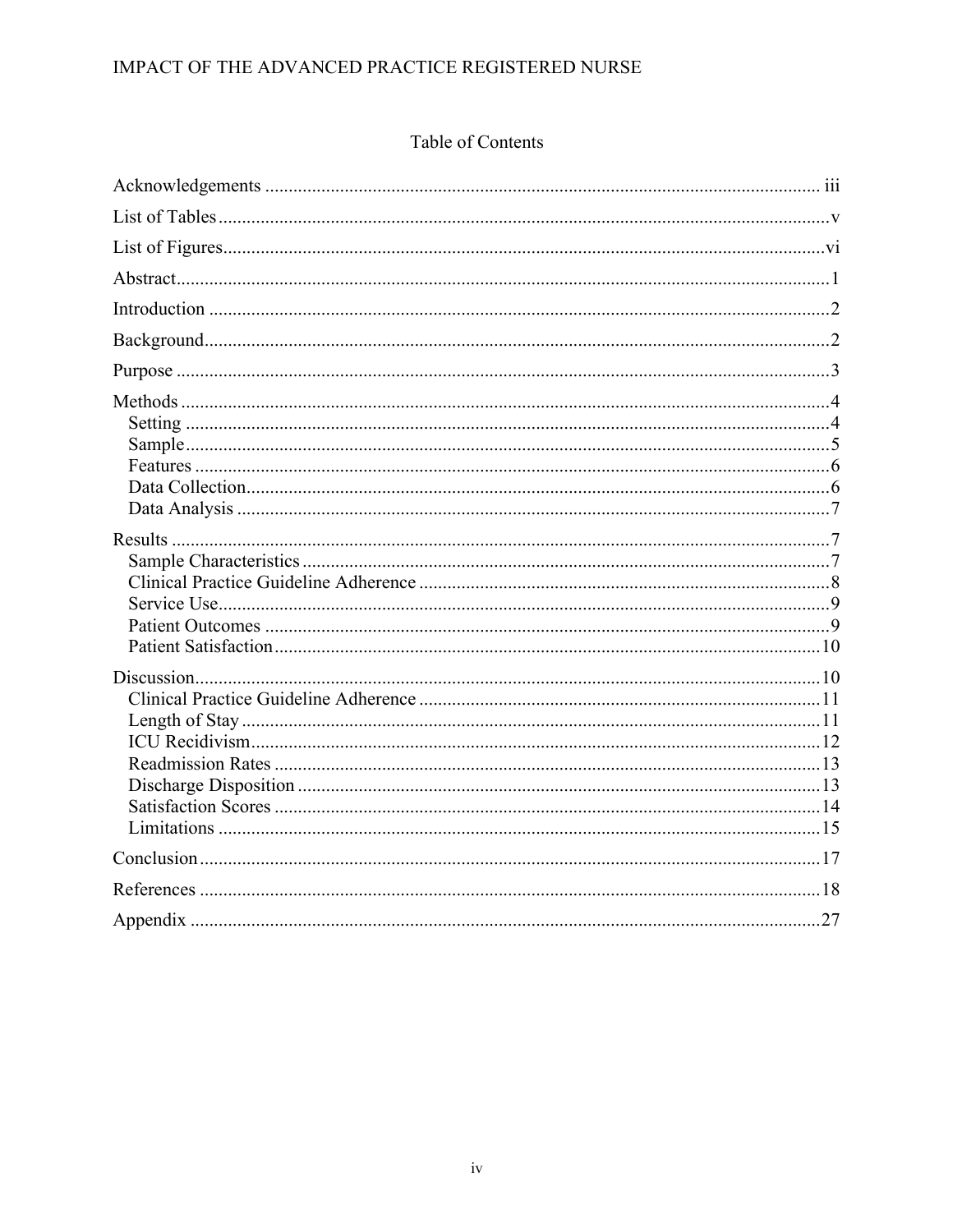# Table of Contents

Acknowledgements ..... iii

List of Tables ..... v

List of Figures ..... vi

Abstract ..... 1

Introduction ..... 2

Background ..... 2

Purpose ..... 3

Methods ..... 4

- Setting ..... 4
- Sample ..... 5
- Features ..... 6
- Data Collection ..... 6
- Data Analysis ..... 7

Results ..... 7

- Sample Characteristics ..... 7
- Clinical Practice Guideline Adherence ..... 8
- Service Use ..... 9
- Patient Outcomes ..... 9
- Patient Satisfaction ..... 10

Discussion ..... 10

- Clinical Practice Guideline Adherence ..... 11
- Length of Stay ..... 11
- ICU Recidivism ..... 12
- Readmission Rates ..... 13
- Discharge Disposition ..... 13
- Satisfaction Scores ..... 14
- Limitations ..... 15

Conclusion ..... 17

References ..... 18

Appendix ..... 27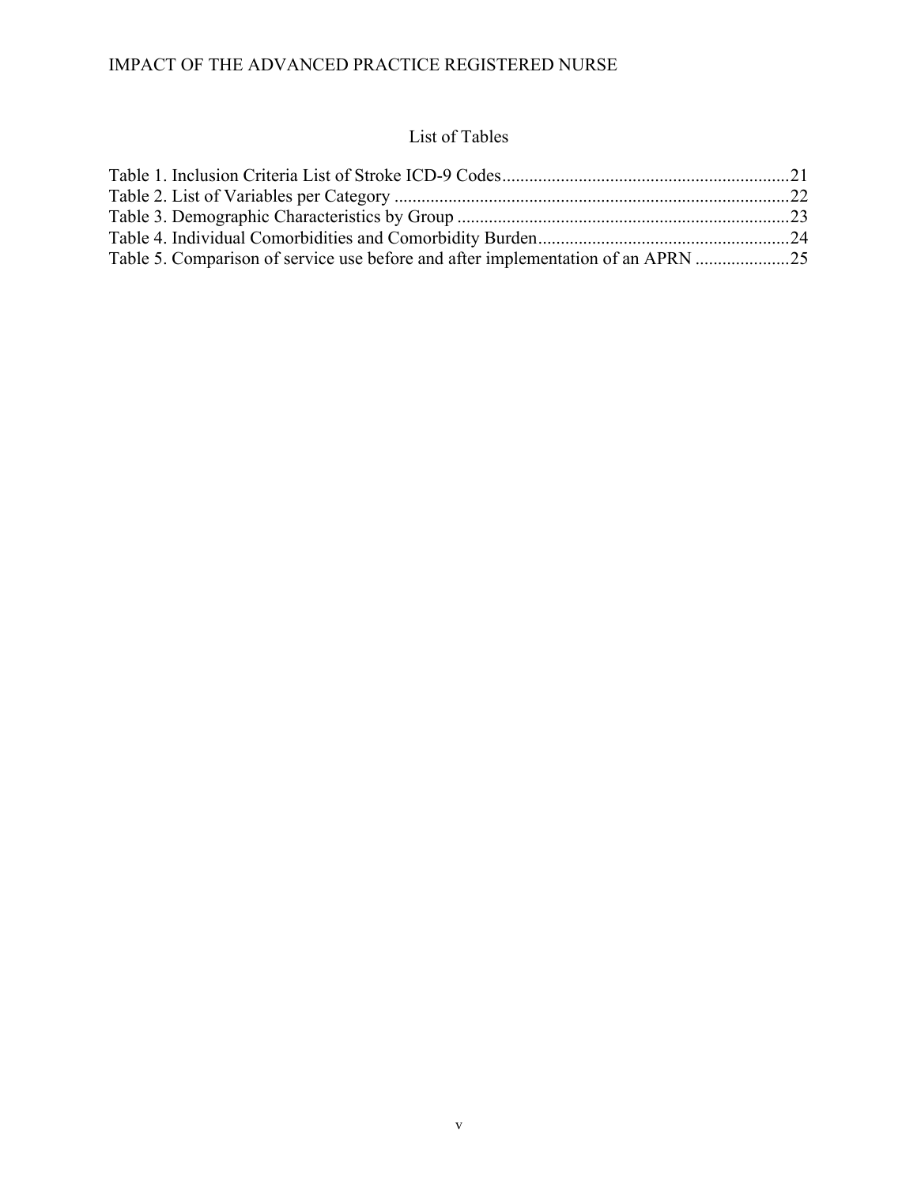# List of Tables

Table 1. Inclusion Criteria List of Stroke ICD-9 Codes....21

Table 2. List of Variables per Category....22

Table 3. Demographic Characteristics by Group....23

Table 4. Individual Comorbidities and Comorbidity Burden....24

Table 5. Comparison of service use before and after implementation of an APRN....25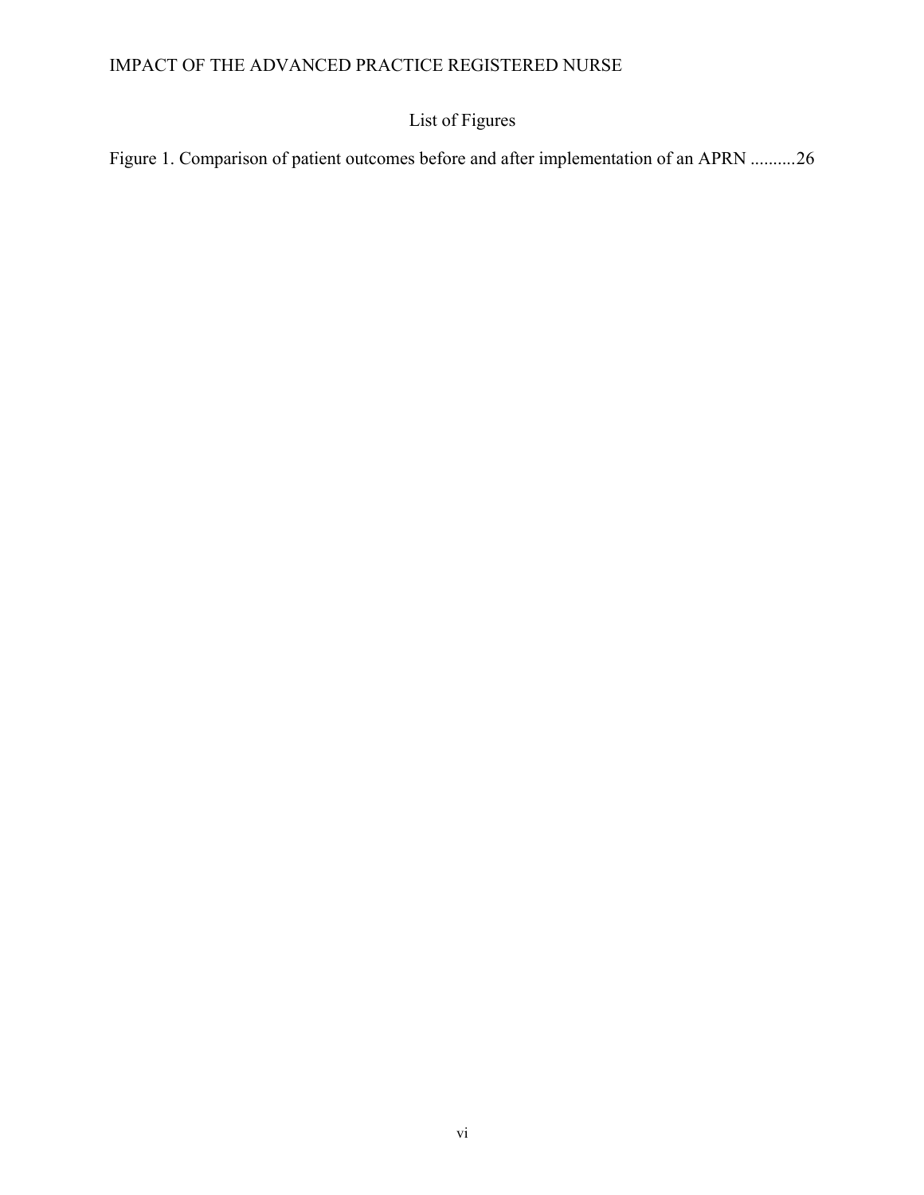# List of Figures

Figure 1. Comparison of patient outcomes before and after implementation of an APRN ..........26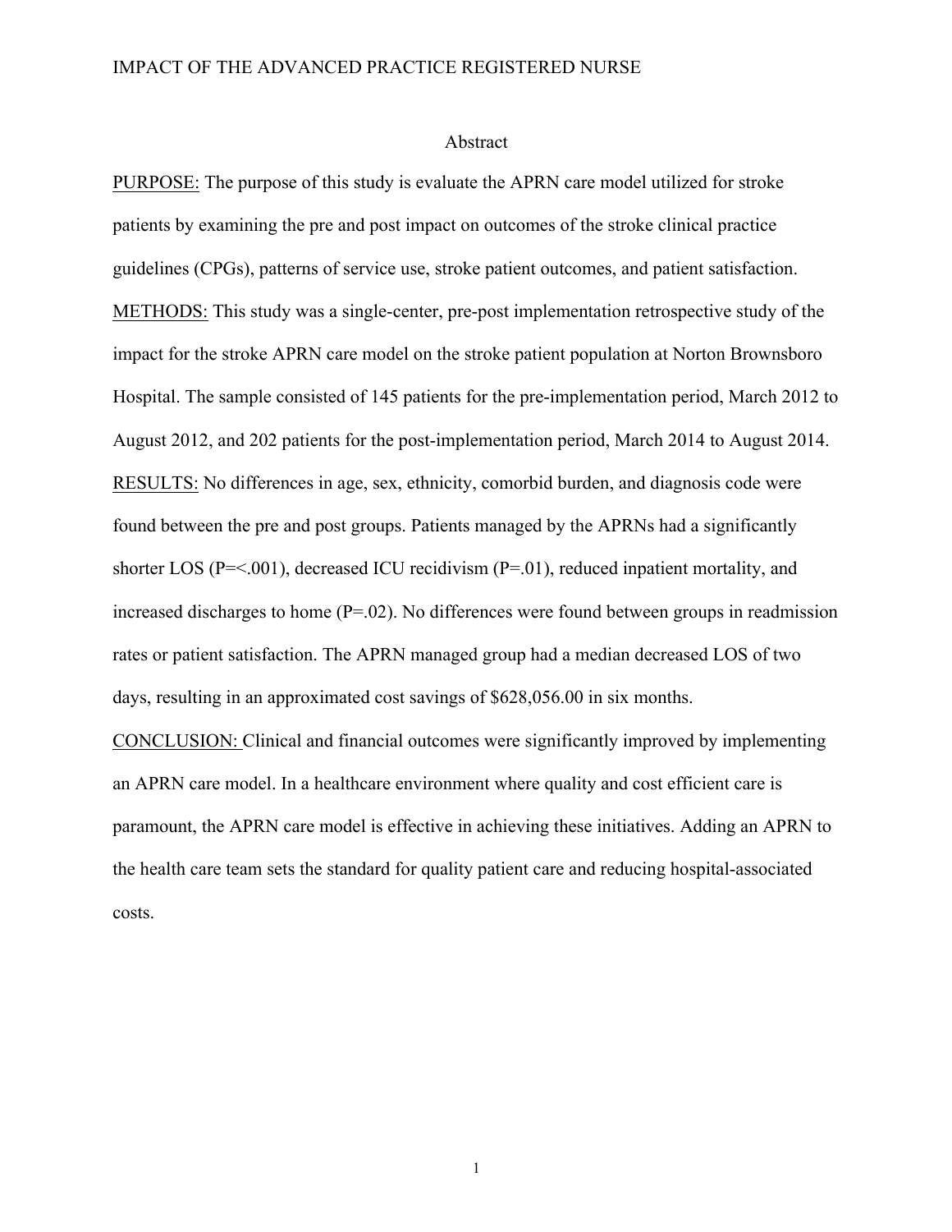## Abstract

<u>PURPOSE:</u> The purpose of this study is evaluate the APRN care model utilized for stroke patients by examining the pre and post impact on outcomes of the stroke clinical practice guidelines (CPGs), patterns of service use, stroke patient outcomes, and patient satisfaction.

<u>METHODS:</u> This study was a single-center, pre-post implementation retrospective study of the impact for the stroke APRN care model on the stroke patient population at Norton Brownsboro Hospital. The sample consisted of 145 patients for the pre-implementation period, March 2012 to August 2012, and 202 patients for the post-implementation period, March 2014 to August 2014.

<u>RESULTS:</u> No differences in age, sex, ethnicity, comorbid burden, and diagnosis code were found between the pre and post groups. Patients managed by the APRNs had a significantly shorter LOS (P=<.001), decreased ICU recidivism (P=.01), reduced inpatient mortality, and increased discharges to home (P=.02). No differences were found between groups in readmission rates or patient satisfaction. The APRN managed group had a median decreased LOS of two days, resulting in an approximated cost savings of $628,056.00 in six months.

<u>CONCLUSION:</u> Clinical and financial outcomes were significantly improved by implementing an APRN care model. In a healthcare environment where quality and cost efficient care is paramount, the APRN care model is effective in achieving these initiatives. Adding an APRN to the health care team sets the standard for quality patient care and reducing hospital-associated costs.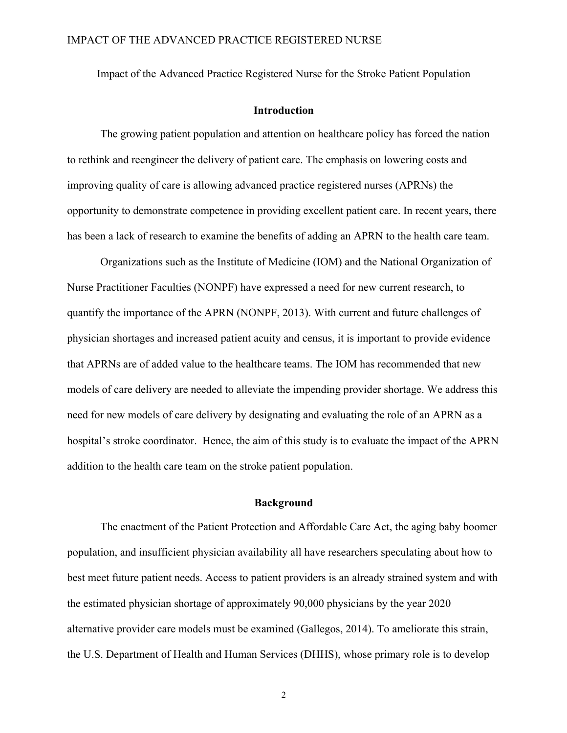Impact of the Advanced Practice Registered Nurse for the Stroke Patient Population

## Introduction

The growing patient population and attention on healthcare policy has forced the nation to rethink and reengineer the delivery of patient care. The emphasis on lowering costs and improving quality of care is allowing advanced practice registered nurses (APRNs) the opportunity to demonstrate competence in providing excellent patient care. In recent years, there has been a lack of research to examine the benefits of adding an APRN to the health care team.

Organizations such as the Institute of Medicine (IOM) and the National Organization of Nurse Practitioner Faculties (NONPF) have expressed a need for new current research, to quantify the importance of the APRN (NONPF, 2013). With current and future challenges of physician shortages and increased patient acuity and census, it is important to provide evidence that APRNs are of added value to the healthcare teams. The IOM has recommended that new models of care delivery are needed to alleviate the impending provider shortage. We address this need for new models of care delivery by designating and evaluating the role of an APRN as a hospital's stroke coordinator. Hence, the aim of this study is to evaluate the impact of the APRN addition to the health care team on the stroke patient population.

## Background

The enactment of the Patient Protection and Affordable Care Act, the aging baby boomer population, and insufficient physician availability all have researchers speculating about how to best meet future patient needs. Access to patient providers is an already strained system and with the estimated physician shortage of approximately 90,000 physicians by the year 2020 alternative provider care models must be examined (Gallegos, 2014). To ameliorate this strain, the U.S. Department of Health and Human Services (DHHS), whose primary role is to develop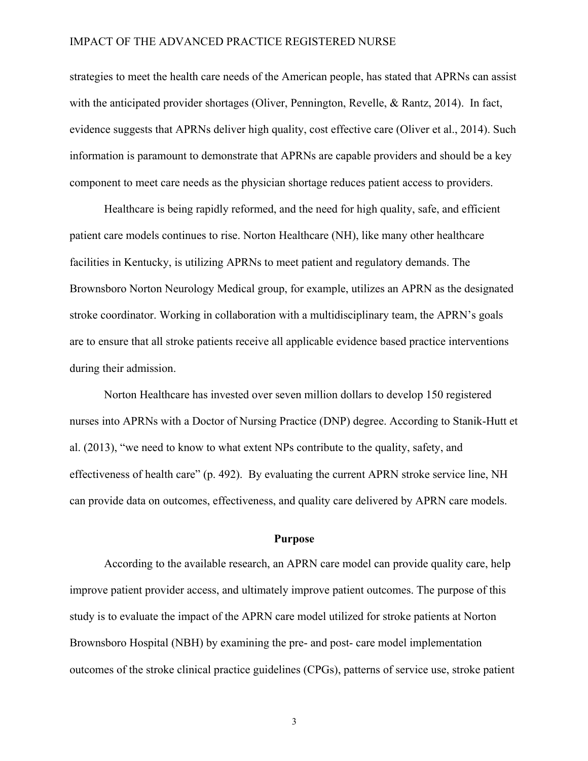strategies to meet the health care needs of the American people, has stated that APRNs can assist with the anticipated provider shortages (Oliver, Pennington, Revelle, & Rantz, 2014). In fact, evidence suggests that APRNs deliver high quality, cost effective care (Oliver et al., 2014). Such information is paramount to demonstrate that APRNs are capable providers and should be a key component to meet care needs as the physician shortage reduces patient access to providers.

Healthcare is being rapidly reformed, and the need for high quality, safe, and efficient patient care models continues to rise. Norton Healthcare (NH), like many other healthcare facilities in Kentucky, is utilizing APRNs to meet patient and regulatory demands. The Brownsboro Norton Neurology Medical group, for example, utilizes an APRN as the designated stroke coordinator. Working in collaboration with a multidisciplinary team, the APRN's goals are to ensure that all stroke patients receive all applicable evidence based practice interventions during their admission.

Norton Healthcare has invested over seven million dollars to develop 150 registered nurses into APRNs with a Doctor of Nursing Practice (DNP) degree. According to Stanik-Hutt et al. (2013), "we need to know to what extent NPs contribute to the quality, safety, and effectiveness of health care" (p. 492). By evaluating the current APRN stroke service line, NH can provide data on outcomes, effectiveness, and quality care delivered by APRN care models.

## Purpose

According to the available research, an APRN care model can provide quality care, help improve patient provider access, and ultimately improve patient outcomes. The purpose of this study is to evaluate the impact of the APRN care model utilized for stroke patients at Norton Brownsboro Hospital (NBH) by examining the pre- and post- care model implementation outcomes of the stroke clinical practice guidelines (CPGs), patterns of service use, stroke patient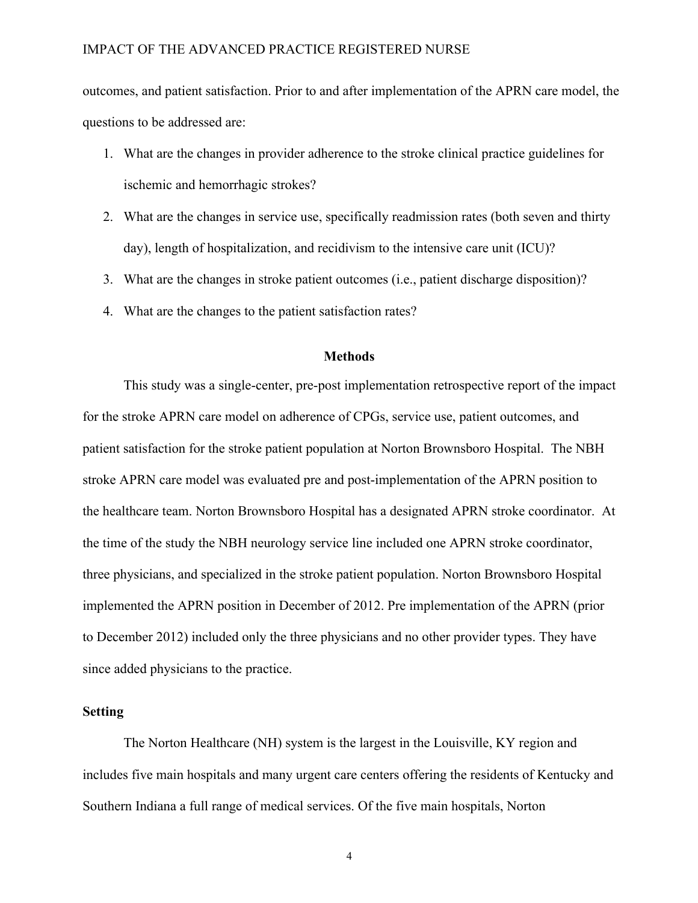outcomes, and patient satisfaction. Prior to and after implementation of the APRN care model, the questions to be addressed are:

1. What are the changes in provider adherence to the stroke clinical practice guidelines for ischemic and hemorrhagic strokes?
2. What are the changes in service use, specifically readmission rates (both seven and thirty day), length of hospitalization, and recidivism to the intensive care unit (ICU)?
3. What are the changes in stroke patient outcomes (i.e., patient discharge disposition)?
4. What are the changes to the patient satisfaction rates?

## Methods

This study was a single-center, pre-post implementation retrospective report of the impact for the stroke APRN care model on adherence of CPGs, service use, patient outcomes, and patient satisfaction for the stroke patient population at Norton Brownsboro Hospital. The NBH stroke APRN care model was evaluated pre and post-implementation of the APRN position to the healthcare team. Norton Brownsboro Hospital has a designated APRN stroke coordinator. At the time of the study the NBH neurology service line included one APRN stroke coordinator, three physicians, and specialized in the stroke patient population. Norton Brownsboro Hospital implemented the APRN position in December of 2012. Pre implementation of the APRN (prior to December 2012) included only the three physicians and no other provider types. They have since added physicians to the practice.

### Setting

The Norton Healthcare (NH) system is the largest in the Louisville, KY region and includes five main hospitals and many urgent care centers offering the residents of Kentucky and Southern Indiana a full range of medical services. Of the five main hospitals, Norton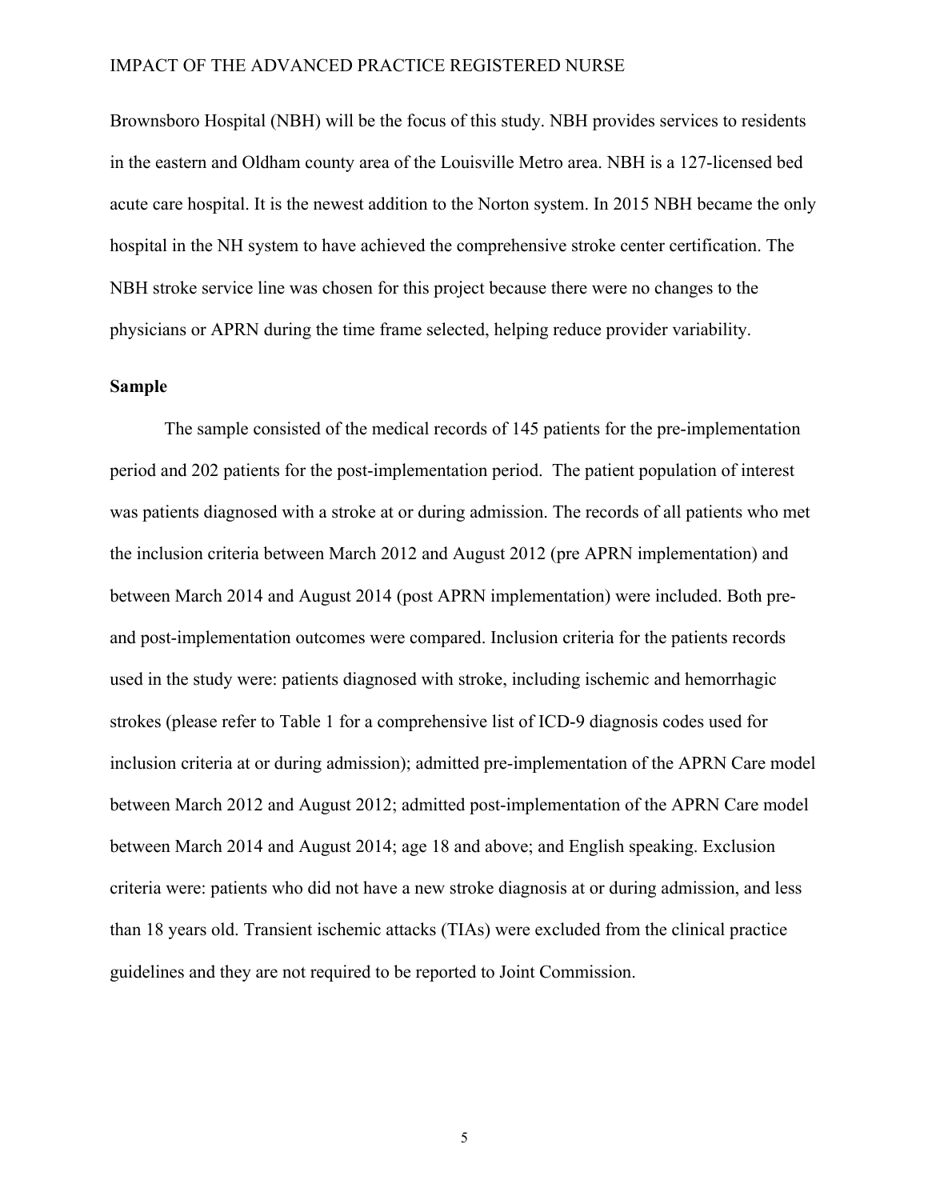Brownsboro Hospital (NBH) will be the focus of this study. NBH provides services to residents in the eastern and Oldham county area of the Louisville Metro area. NBH is a 127-licensed bed acute care hospital. It is the newest addition to the Norton system. In 2015 NBH became the only hospital in the NH system to have achieved the comprehensive stroke center certification. The NBH stroke service line was chosen for this project because there were no changes to the physicians or APRN during the time frame selected, helping reduce provider variability.

**Sample**

The sample consisted of the medical records of 145 patients for the pre-implementation period and 202 patients for the post-implementation period. The patient population of interest was patients diagnosed with a stroke at or during admission. The records of all patients who met the inclusion criteria between March 2012 and August 2012 (pre APRN implementation) and between March 2014 and August 2014 (post APRN implementation) were included. Both pre- and post-implementation outcomes were compared. Inclusion criteria for the patients records used in the study were: patients diagnosed with stroke, including ischemic and hemorrhagic strokes (please refer to Table 1 for a comprehensive list of ICD-9 diagnosis codes used for inclusion criteria at or during admission); admitted pre-implementation of the APRN Care model between March 2012 and August 2012; admitted post-implementation of the APRN Care model between March 2014 and August 2014; age 18 and above; and English speaking. Exclusion criteria were: patients who did not have a new stroke diagnosis at or during admission, and less than 18 years old. Transient ischemic attacks (TIAs) were excluded from the clinical practice guidelines and they are not required to be reported to Joint Commission.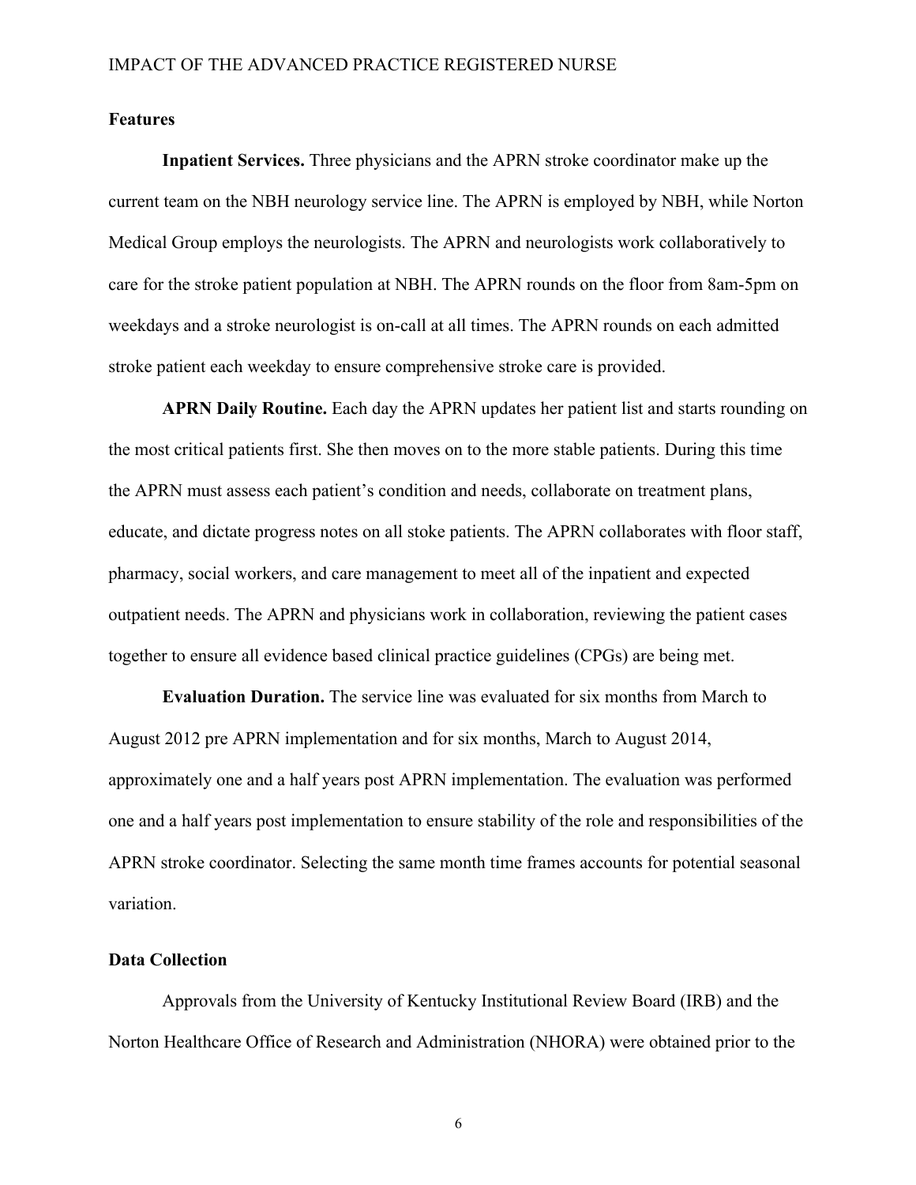## Features

**Inpatient Services.** Three physicians and the APRN stroke coordinator make up the current team on the NBH neurology service line. The APRN is employed by NBH, while Norton Medical Group employs the neurologists. The APRN and neurologists work collaboratively to care for the stroke patient population at NBH. The APRN rounds on the floor from 8am-5pm on weekdays and a stroke neurologist is on-call at all times. The APRN rounds on each admitted stroke patient each weekday to ensure comprehensive stroke care is provided.

**APRN Daily Routine.** Each day the APRN updates her patient list and starts rounding on the most critical patients first. She then moves on to the more stable patients. During this time the APRN must assess each patient's condition and needs, collaborate on treatment plans, educate, and dictate progress notes on all stoke patients. The APRN collaborates with floor staff, pharmacy, social workers, and care management to meet all of the inpatient and expected outpatient needs. The APRN and physicians work in collaboration, reviewing the patient cases together to ensure all evidence based clinical practice guidelines (CPGs) are being met.

**Evaluation Duration.** The service line was evaluated for six months from March to August 2012 pre APRN implementation and for six months, March to August 2014, approximately one and a half years post APRN implementation. The evaluation was performed one and a half years post implementation to ensure stability of the role and responsibilities of the APRN stroke coordinator. Selecting the same month time frames accounts for potential seasonal variation.

## Data Collection

Approvals from the University of Kentucky Institutional Review Board (IRB) and the Norton Healthcare Office of Research and Administration (NHORA) were obtained prior to the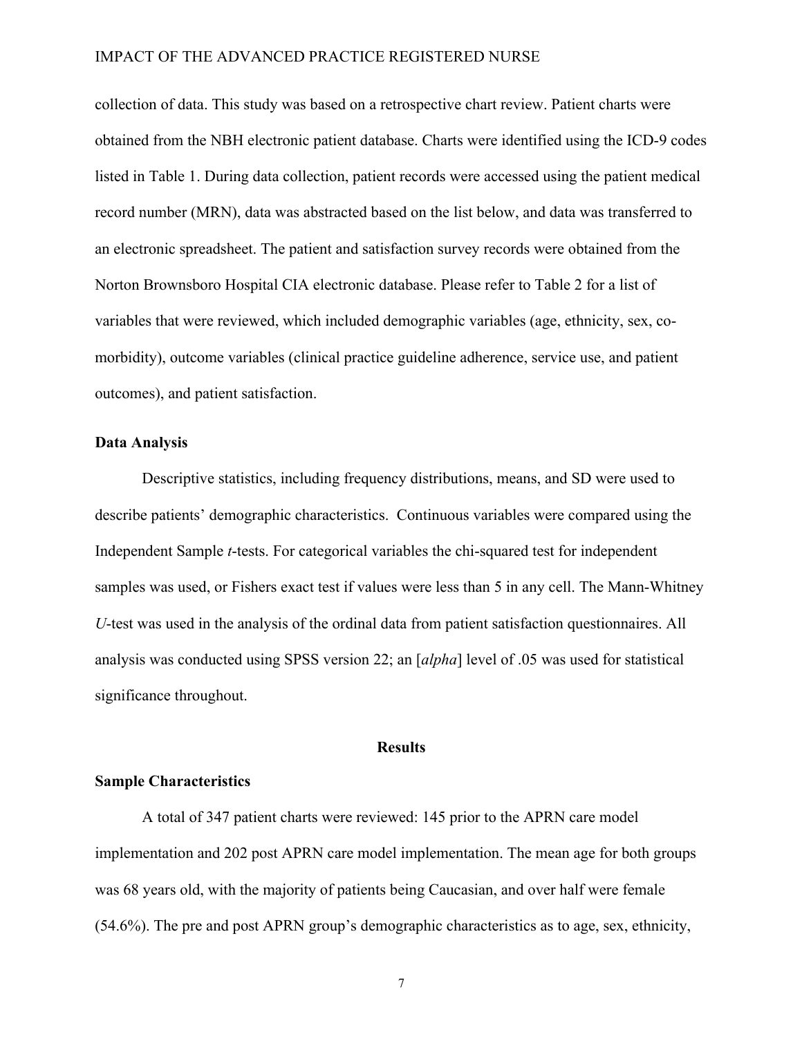collection of data. This study was based on a retrospective chart review. Patient charts were obtained from the NBH electronic patient database. Charts were identified using the ICD-9 codes listed in Table 1. During data collection, patient records were accessed using the patient medical record number (MRN), data was abstracted based on the list below, and data was transferred to an electronic spreadsheet. The patient and satisfaction survey records were obtained from the Norton Brownsboro Hospital CIA electronic database. Please refer to Table 2 for a list of variables that were reviewed, which included demographic variables (age, ethnicity, sex, co-morbidity), outcome variables (clinical practice guideline adherence, service use, and patient outcomes), and patient satisfaction.

**Data Analysis**

Descriptive statistics, including frequency distributions, means, and SD were used to describe patients' demographic characteristics. Continuous variables were compared using the Independent Sample *t*-tests. For categorical variables the chi-squared test for independent samples was used, or Fishers exact test if values were less than 5 in any cell. The Mann-Whitney *U*-test was used in the analysis of the ordinal data from patient satisfaction questionnaires. All analysis was conducted using SPSS version 22; an [*alpha*] level of .05 was used for statistical significance throughout.

## Results

**Sample Characteristics**

A total of 347 patient charts were reviewed: 145 prior to the APRN care model implementation and 202 post APRN care model implementation. The mean age for both groups was 68 years old, with the majority of patients being Caucasian, and over half were female (54.6%). The pre and post APRN group's demographic characteristics as to age, sex, ethnicity,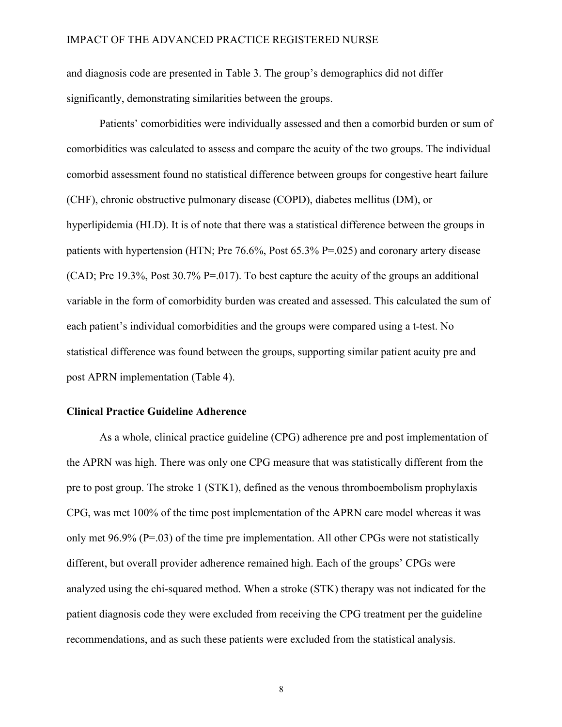and diagnosis code are presented in Table 3. The group's demographics did not differ significantly, demonstrating similarities between the groups.

Patients' comorbidities were individually assessed and then a comorbid burden or sum of comorbidities was calculated to assess and compare the acuity of the two groups. The individual comorbid assessment found no statistical difference between groups for congestive heart failure (CHF), chronic obstructive pulmonary disease (COPD), diabetes mellitus (DM), or hyperlipidemia (HLD). It is of note that there was a statistical difference between the groups in patients with hypertension (HTN; Pre 76.6%, Post 65.3% P=.025) and coronary artery disease (CAD; Pre 19.3%, Post 30.7% P=.017). To best capture the acuity of the groups an additional variable in the form of comorbidity burden was created and assessed. This calculated the sum of each patient's individual comorbidities and the groups were compared using a t-test. No statistical difference was found between the groups, supporting similar patient acuity pre and post APRN implementation (Table 4).

### Clinical Practice Guideline Adherence

As a whole, clinical practice guideline (CPG) adherence pre and post implementation of the APRN was high. There was only one CPG measure that was statistically different from the pre to post group. The stroke 1 (STK1), defined as the venous thromboembolism prophylaxis CPG, was met 100% of the time post implementation of the APRN care model whereas it was only met 96.9% (P=.03) of the time pre implementation. All other CPGs were not statistically different, but overall provider adherence remained high. Each of the groups' CPGs were analyzed using the chi-squared method. When a stroke (STK) therapy was not indicated for the patient diagnosis code they were excluded from receiving the CPG treatment per the guideline recommendations, and as such these patients were excluded from the statistical analysis.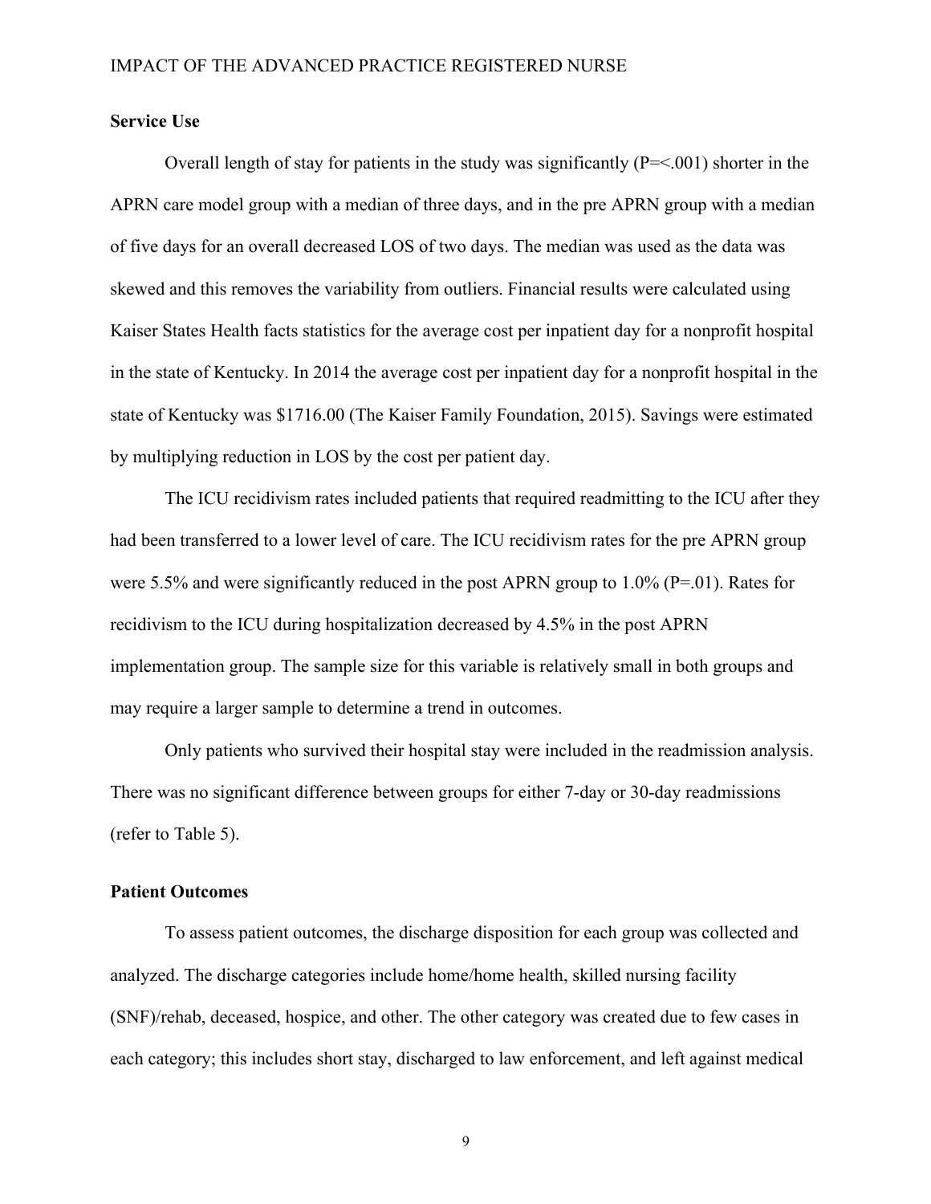## Service Use

Overall length of stay for patients in the study was significantly (P=<.001) shorter in the APRN care model group with a median of three days, and in the pre APRN group with a median of five days for an overall decreased LOS of two days. The median was used as the data was skewed and this removes the variability from outliers. Financial results were calculated using Kaiser States Health facts statistics for the average cost per inpatient day for a nonprofit hospital in the state of Kentucky. In 2014 the average cost per inpatient day for a nonprofit hospital in the state of Kentucky was $1716.00 (The Kaiser Family Foundation, 2015). Savings were estimated by multiplying reduction in LOS by the cost per patient day.

The ICU recidivism rates included patients that required readmitting to the ICU after they had been transferred to a lower level of care. The ICU recidivism rates for the pre APRN group were 5.5% and were significantly reduced in the post APRN group to 1.0% (P=.01). Rates for recidivism to the ICU during hospitalization decreased by 4.5% in the post APRN implementation group. The sample size for this variable is relatively small in both groups and may require a larger sample to determine a trend in outcomes.

Only patients who survived their hospital stay were included in the readmission analysis. There was no significant difference between groups for either 7-day or 30-day readmissions (refer to Table 5).

## Patient Outcomes

To assess patient outcomes, the discharge disposition for each group was collected and analyzed. The discharge categories include home/home health, skilled nursing facility (SNF)/rehab, deceased, hospice, and other. The other category was created due to few cases in each category; this includes short stay, discharged to law enforcement, and left against medical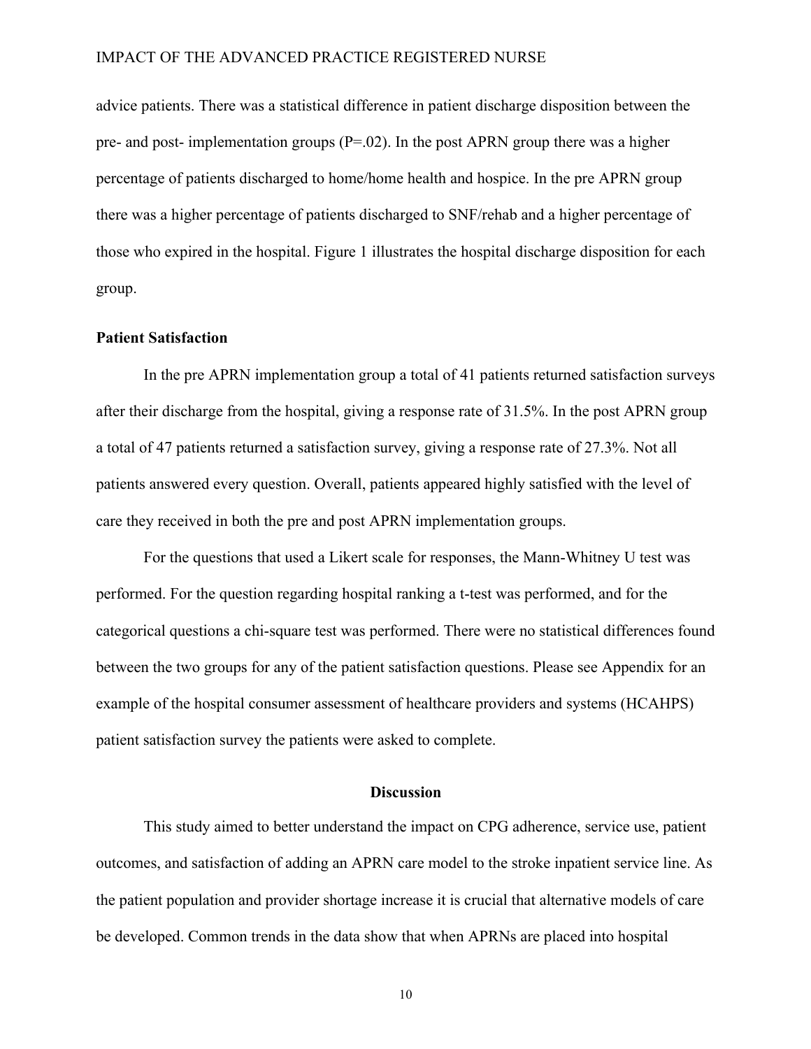advice patients. There was a statistical difference in patient discharge disposition between the pre- and post- implementation groups (P=.02). In the post APRN group there was a higher percentage of patients discharged to home/home health and hospice. In the pre APRN group there was a higher percentage of patients discharged to SNF/rehab and a higher percentage of those who expired in the hospital. Figure 1 illustrates the hospital discharge disposition for each group.

### Patient Satisfaction

In the pre APRN implementation group a total of 41 patients returned satisfaction surveys after their discharge from the hospital, giving a response rate of 31.5%. In the post APRN group a total of 47 patients returned a satisfaction survey, giving a response rate of 27.3%. Not all patients answered every question. Overall, patients appeared highly satisfied with the level of care they received in both the pre and post APRN implementation groups.

For the questions that used a Likert scale for responses, the Mann-Whitney U test was performed. For the question regarding hospital ranking a t-test was performed, and for the categorical questions a chi-square test was performed. There were no statistical differences found between the two groups for any of the patient satisfaction questions. Please see Appendix for an example of the hospital consumer assessment of healthcare providers and systems (HCAHPS) patient satisfaction survey the patients were asked to complete.

## Discussion

This study aimed to better understand the impact on CPG adherence, service use, patient outcomes, and satisfaction of adding an APRN care model to the stroke inpatient service line. As the patient population and provider shortage increase it is crucial that alternative models of care be developed. Common trends in the data show that when APRNs are placed into hospital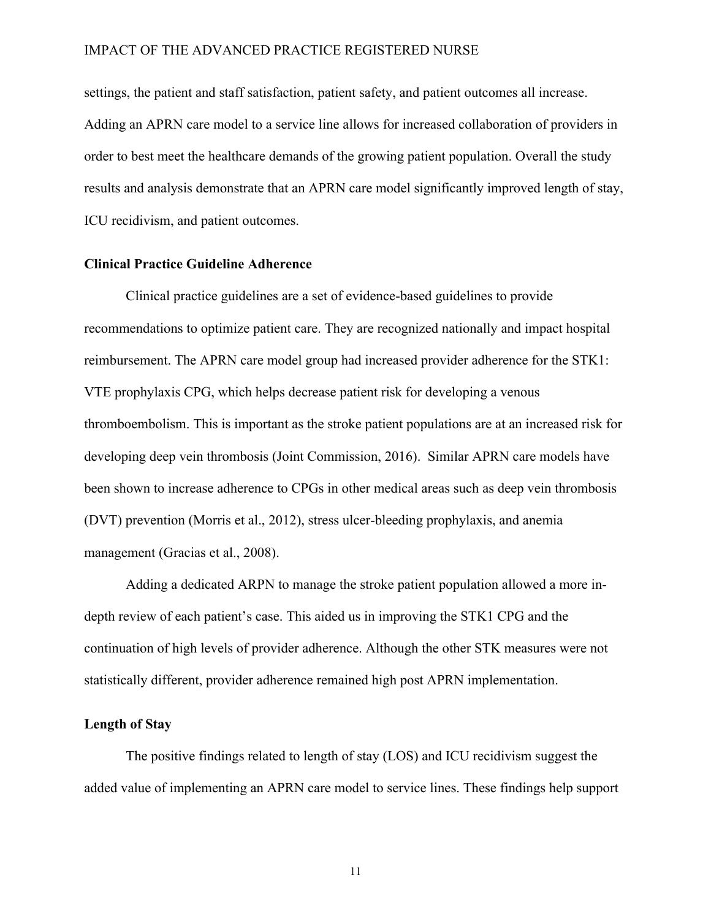settings, the patient and staff satisfaction, patient safety, and patient outcomes all increase. Adding an APRN care model to a service line allows for increased collaboration of providers in order to best meet the healthcare demands of the growing patient population. Overall the study results and analysis demonstrate that an APRN care model significantly improved length of stay, ICU recidivism, and patient outcomes.

**Clinical Practice Guideline Adherence**

Clinical practice guidelines are a set of evidence-based guidelines to provide recommendations to optimize patient care. They are recognized nationally and impact hospital reimbursement. The APRN care model group had increased provider adherence for the STK1: VTE prophylaxis CPG, which helps decrease patient risk for developing a venous thromboembolism. This is important as the stroke patient populations are at an increased risk for developing deep vein thrombosis (Joint Commission, 2016). Similar APRN care models have been shown to increase adherence to CPGs in other medical areas such as deep vein thrombosis (DVT) prevention (Morris et al., 2012), stress ulcer-bleeding prophylaxis, and anemia management (Gracias et al., 2008).

Adding a dedicated ARPN to manage the stroke patient population allowed a more in-depth review of each patient's case. This aided us in improving the STK1 CPG and the continuation of high levels of provider adherence. Although the other STK measures were not statistically different, provider adherence remained high post APRN implementation.

**Length of Stay**

The positive findings related to length of stay (LOS) and ICU recidivism suggest the added value of implementing an APRN care model to service lines. These findings help support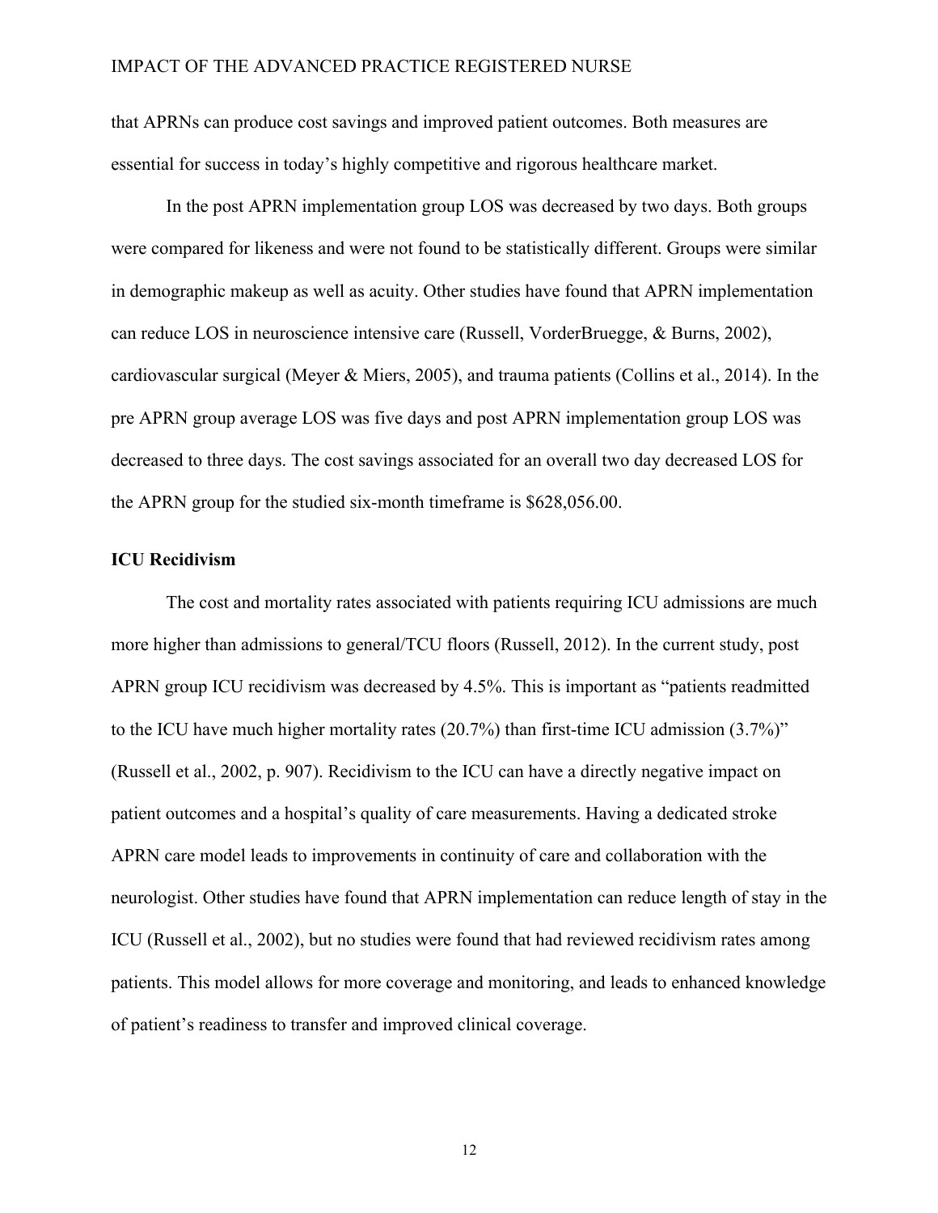that APRNs can produce cost savings and improved patient outcomes. Both measures are essential for success in today's highly competitive and rigorous healthcare market.

In the post APRN implementation group LOS was decreased by two days. Both groups were compared for likeness and were not found to be statistically different. Groups were similar in demographic makeup as well as acuity. Other studies have found that APRN implementation can reduce LOS in neuroscience intensive care (Russell, VorderBruegge, & Burns, 2002), cardiovascular surgical (Meyer & Miers, 2005), and trauma patients (Collins et al., 2014). In the pre APRN group average LOS was five days and post APRN implementation group LOS was decreased to three days. The cost savings associated for an overall two day decreased LOS for the APRN group for the studied six-month timeframe is $628,056.00.

**ICU Recidivism**

The cost and mortality rates associated with patients requiring ICU admissions are much more higher than admissions to general/TCU floors (Russell, 2012). In the current study, post APRN group ICU recidivism was decreased by 4.5%. This is important as "patients readmitted to the ICU have much higher mortality rates (20.7%) than first-time ICU admission (3.7%)" (Russell et al., 2002, p. 907). Recidivism to the ICU can have a directly negative impact on patient outcomes and a hospital's quality of care measurements. Having a dedicated stroke APRN care model leads to improvements in continuity of care and collaboration with the neurologist. Other studies have found that APRN implementation can reduce length of stay in the ICU (Russell et al., 2002), but no studies were found that had reviewed recidivism rates among patients. This model allows for more coverage and monitoring, and leads to enhanced knowledge of patient's readiness to transfer and improved clinical coverage.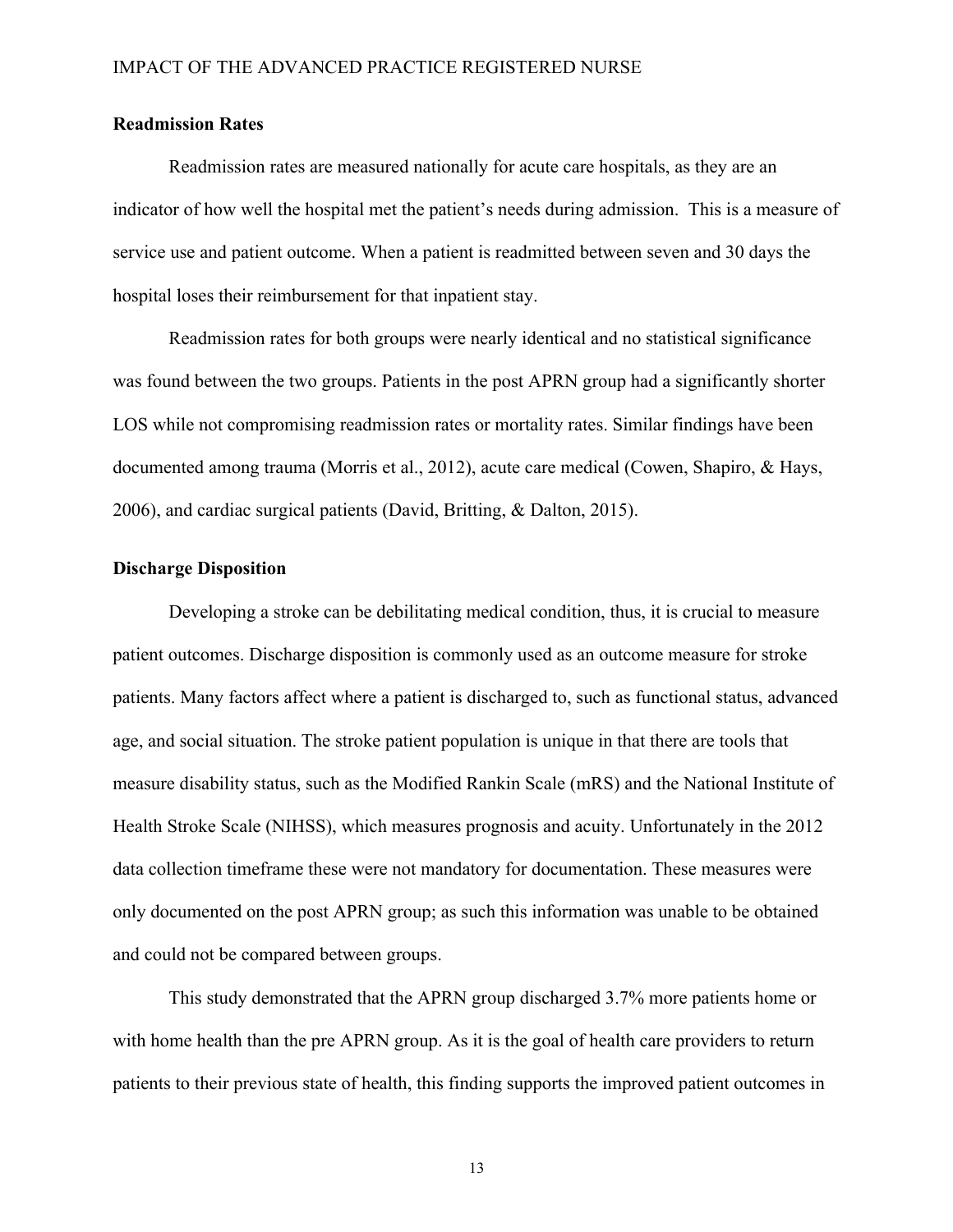### Readmission Rates

Readmission rates are measured nationally for acute care hospitals, as they are an indicator of how well the hospital met the patient's needs during admission.  This is a measure of service use and patient outcome. When a patient is readmitted between seven and 30 days the hospital loses their reimbursement for that inpatient stay.

Readmission rates for both groups were nearly identical and no statistical significance was found between the two groups. Patients in the post APRN group had a significantly shorter LOS while not compromising readmission rates or mortality rates. Similar findings have been documented among trauma (Morris et al., 2012), acute care medical (Cowen, Shapiro, & Hays, 2006), and cardiac surgical patients (David, Britting, & Dalton, 2015).

### Discharge Disposition

Developing a stroke can be debilitating medical condition, thus, it is crucial to measure patient outcomes. Discharge disposition is commonly used as an outcome measure for stroke patients. Many factors affect where a patient is discharged to, such as functional status, advanced age, and social situation. The stroke patient population is unique in that there are tools that measure disability status, such as the Modified Rankin Scale (mRS) and the National Institute of Health Stroke Scale (NIHSS), which measures prognosis and acuity. Unfortunately in the 2012 data collection timeframe these were not mandatory for documentation. These measures were only documented on the post APRN group; as such this information was unable to be obtained and could not be compared between groups.

This study demonstrated that the APRN group discharged 3.7% more patients home or with home health than the pre APRN group. As it is the goal of health care providers to return patients to their previous state of health, this finding supports the improved patient outcomes in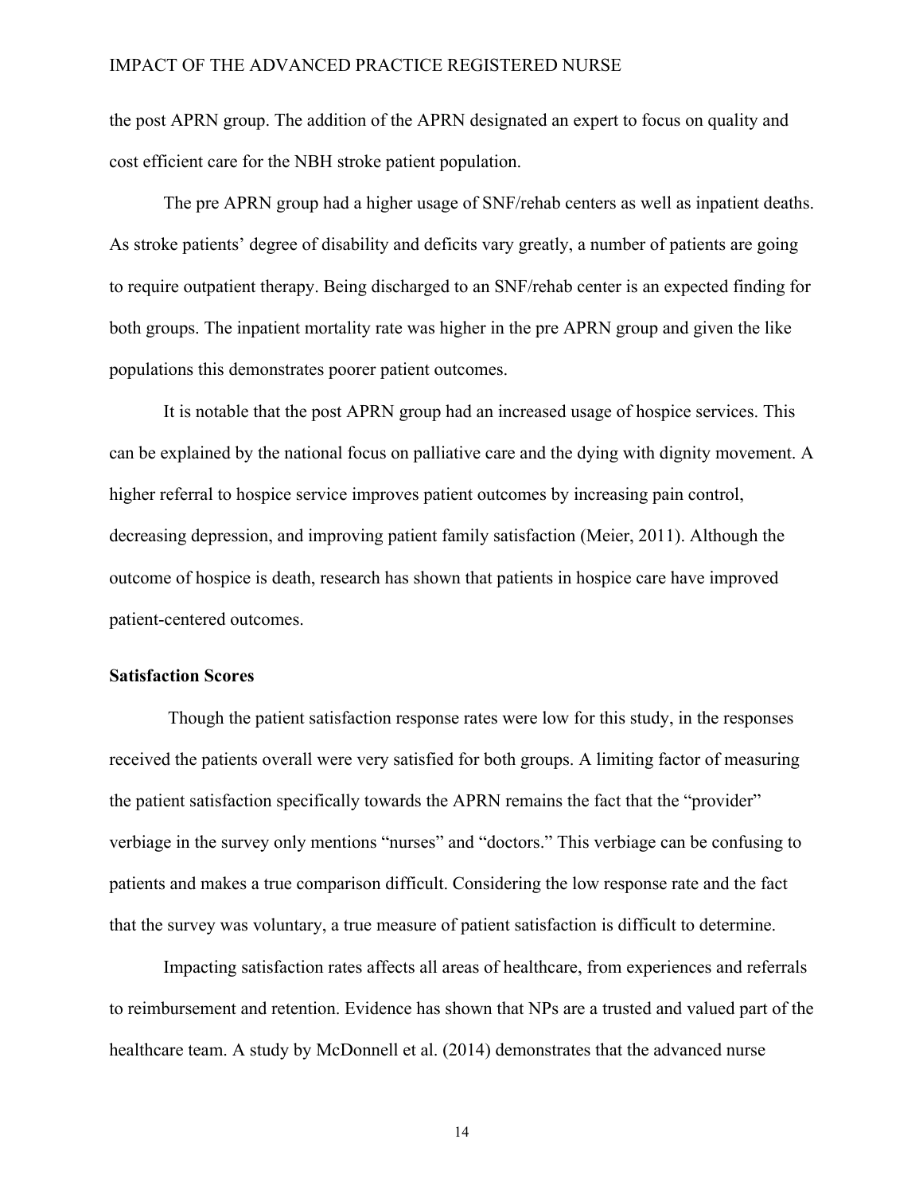the post APRN group. The addition of the APRN designated an expert to focus on quality and cost efficient care for the NBH stroke patient population.

The pre APRN group had a higher usage of SNF/rehab centers as well as inpatient deaths. As stroke patients' degree of disability and deficits vary greatly, a number of patients are going to require outpatient therapy. Being discharged to an SNF/rehab center is an expected finding for both groups. The inpatient mortality rate was higher in the pre APRN group and given the like populations this demonstrates poorer patient outcomes.

It is notable that the post APRN group had an increased usage of hospice services. This can be explained by the national focus on palliative care and the dying with dignity movement. A higher referral to hospice service improves patient outcomes by increasing pain control, decreasing depression, and improving patient family satisfaction (Meier, 2011). Although the outcome of hospice is death, research has shown that patients in hospice care have improved patient-centered outcomes.

**Satisfaction Scores**

Though the patient satisfaction response rates were low for this study, in the responses received the patients overall were very satisfied for both groups. A limiting factor of measuring the patient satisfaction specifically towards the APRN remains the fact that the "provider" verbiage in the survey only mentions "nurses" and "doctors." This verbiage can be confusing to patients and makes a true comparison difficult. Considering the low response rate and the fact that the survey was voluntary, a true measure of patient satisfaction is difficult to determine.

Impacting satisfaction rates affects all areas of healthcare, from experiences and referrals to reimbursement and retention. Evidence has shown that NPs are a trusted and valued part of the healthcare team. A study by McDonnell et al. (2014) demonstrates that the advanced nurse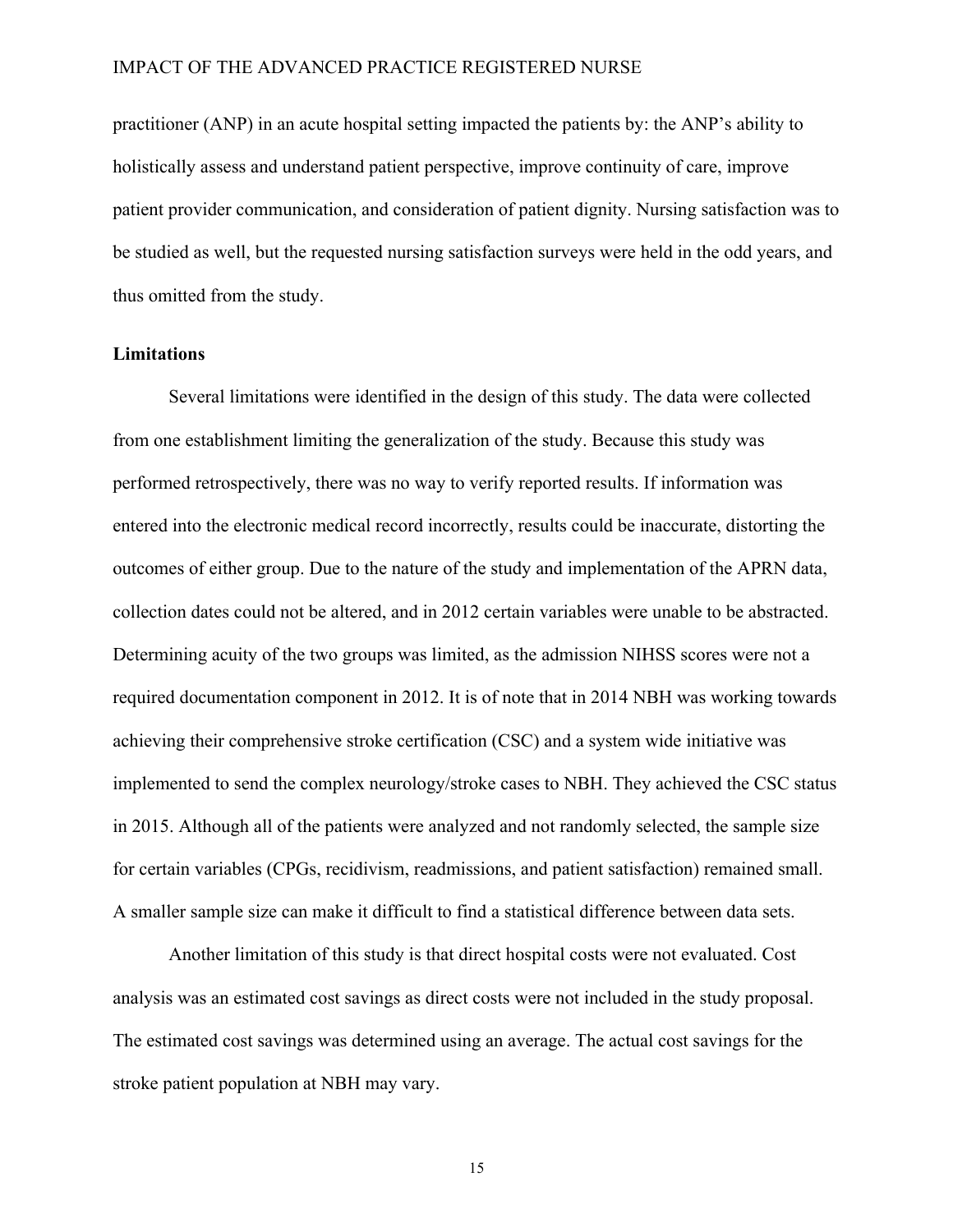practitioner (ANP) in an acute hospital setting impacted the patients by: the ANP's ability to holistically assess and understand patient perspective, improve continuity of care, improve patient provider communication, and consideration of patient dignity. Nursing satisfaction was to be studied as well, but the requested nursing satisfaction surveys were held in the odd years, and thus omitted from the study.

**Limitations**

Several limitations were identified in the design of this study. The data were collected from one establishment limiting the generalization of the study. Because this study was performed retrospectively, there was no way to verify reported results. If information was entered into the electronic medical record incorrectly, results could be inaccurate, distorting the outcomes of either group. Due to the nature of the study and implementation of the APRN data, collection dates could not be altered, and in 2012 certain variables were unable to be abstracted. Determining acuity of the two groups was limited, as the admission NIHSS scores were not a required documentation component in 2012. It is of note that in 2014 NBH was working towards achieving their comprehensive stroke certification (CSC) and a system wide initiative was implemented to send the complex neurology/stroke cases to NBH. They achieved the CSC status in 2015. Although all of the patients were analyzed and not randomly selected, the sample size for certain variables (CPGs, recidivism, readmissions, and patient satisfaction) remained small. A smaller sample size can make it difficult to find a statistical difference between data sets.

Another limitation of this study is that direct hospital costs were not evaluated. Cost analysis was an estimated cost savings as direct costs were not included in the study proposal. The estimated cost savings was determined using an average. The actual cost savings for the stroke patient population at NBH may vary.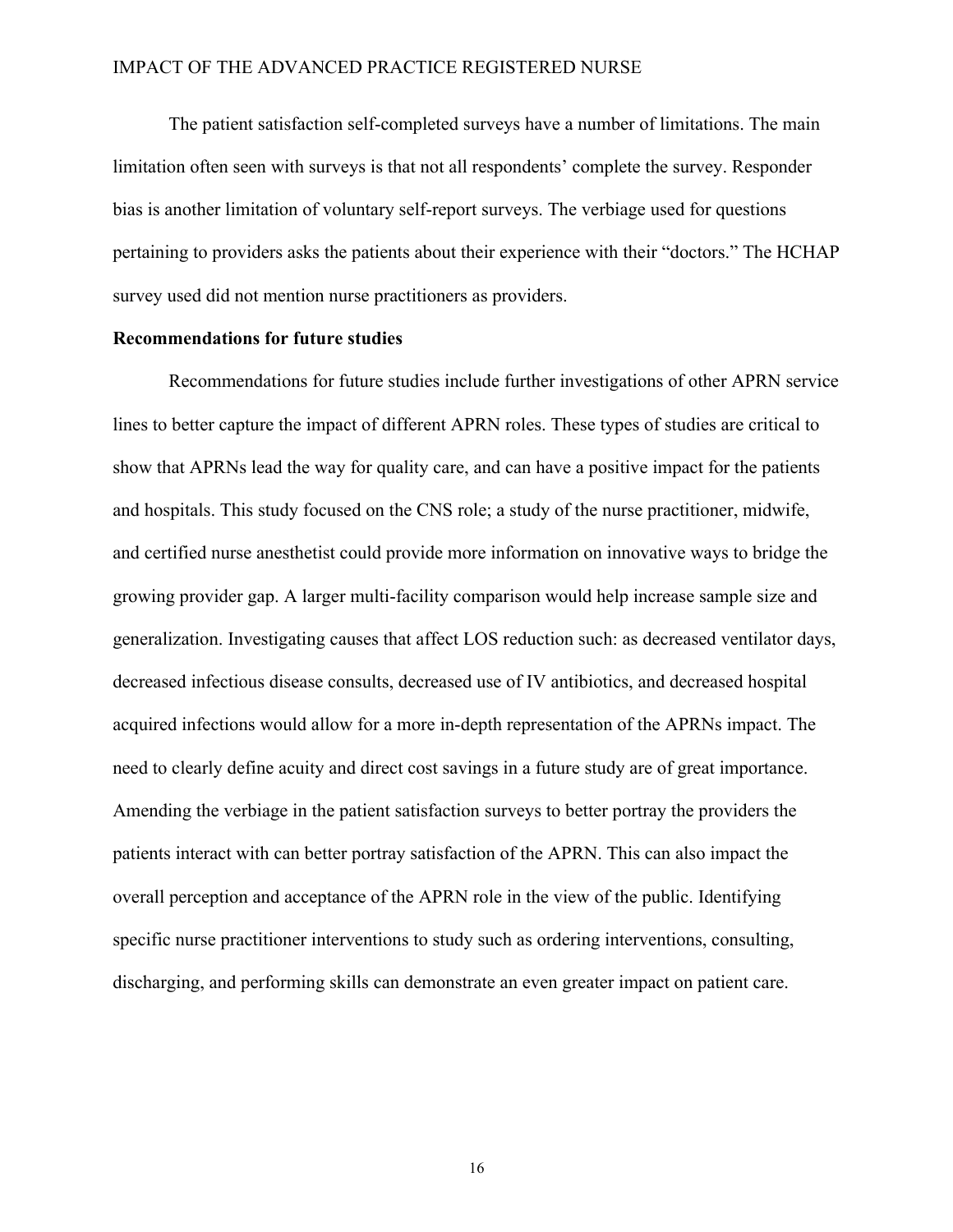The patient satisfaction self-completed surveys have a number of limitations. The main limitation often seen with surveys is that not all respondents' complete the survey. Responder bias is another limitation of voluntary self-report surveys. The verbiage used for questions pertaining to providers asks the patients about their experience with their "doctors." The HCHAP survey used did not mention nurse practitioners as providers.

**Recommendations for future studies**

Recommendations for future studies include further investigations of other APRN service lines to better capture the impact of different APRN roles. These types of studies are critical to show that APRNs lead the way for quality care, and can have a positive impact for the patients and hospitals. This study focused on the CNS role; a study of the nurse practitioner, midwife, and certified nurse anesthetist could provide more information on innovative ways to bridge the growing provider gap. A larger multi-facility comparison would help increase sample size and generalization. Investigating causes that affect LOS reduction such: as decreased ventilator days, decreased infectious disease consults, decreased use of IV antibiotics, and decreased hospital acquired infections would allow for a more in-depth representation of the APRNs impact. The need to clearly define acuity and direct cost savings in a future study are of great importance. Amending the verbiage in the patient satisfaction surveys to better portray the providers the patients interact with can better portray satisfaction of the APRN. This can also impact the overall perception and acceptance of the APRN role in the view of the public. Identifying specific nurse practitioner interventions to study such as ordering interventions, consulting, discharging, and performing skills can demonstrate an even greater impact on patient care.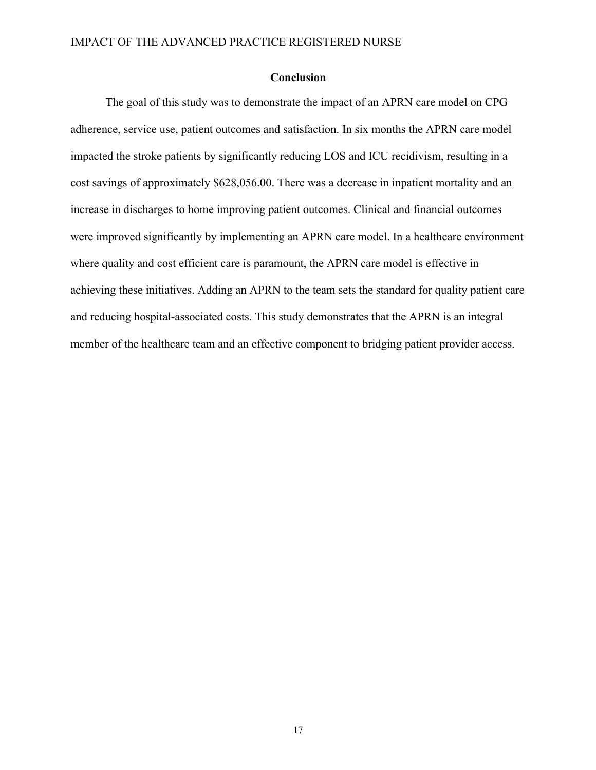## Conclusion

The goal of this study was to demonstrate the impact of an APRN care model on CPG adherence, service use, patient outcomes and satisfaction. In six months the APRN care model impacted the stroke patients by significantly reducing LOS and ICU recidivism, resulting in a cost savings of approximately $628,056.00. There was a decrease in inpatient mortality and an increase in discharges to home improving patient outcomes. Clinical and financial outcomes were improved significantly by implementing an APRN care model. In a healthcare environment where quality and cost efficient care is paramount, the APRN care model is effective in achieving these initiatives. Adding an APRN to the team sets the standard for quality patient care and reducing hospital-associated costs. This study demonstrates that the APRN is an integral member of the healthcare team and an effective component to bridging patient provider access.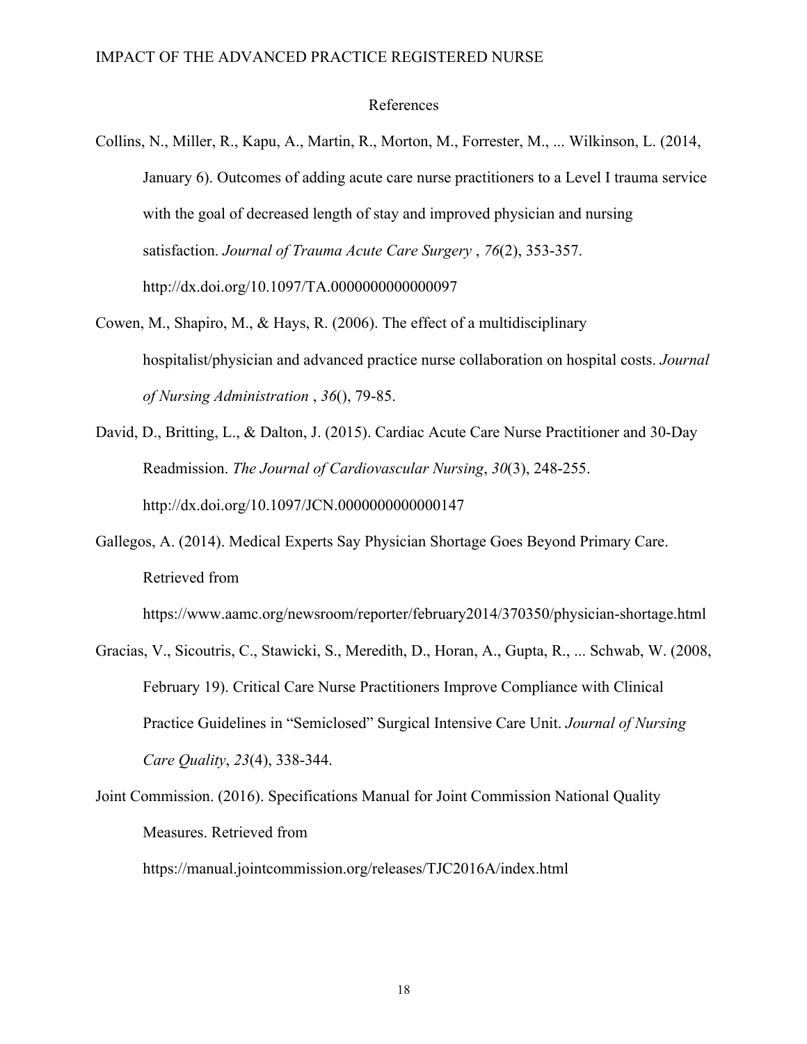# References

Collins, N., Miller, R., Kapu, A., Martin, R., Morton, M., Forrester, M., ... Wilkinson, L. (2014, January 6). Outcomes of adding acute care nurse practitioners to a Level I trauma service with the goal of decreased length of stay and improved physician and nursing satisfaction. *Journal of Trauma Acute Care Surgery* , *76*(2), 353-357. http://dx.doi.org/10.1097/TA.0000000000000097

Cowen, M., Shapiro, M., & Hays, R. (2006). The effect of a multidisciplinary hospitalist/physician and advanced practice nurse collaboration on hospital costs. *Journal of Nursing Administration* , *36*(), 79-85.

David, D., Britting, L., & Dalton, J. (2015). Cardiac Acute Care Nurse Practitioner and 30-Day Readmission. *The Journal of Cardiovascular Nursing*, *30*(3), 248-255. http://dx.doi.org/10.1097/JCN.0000000000000147

Gallegos, A. (2014). Medical Experts Say Physician Shortage Goes Beyond Primary Care. Retrieved from https://www.aamc.org/newsroom/reporter/february2014/370350/physician-shortage.html

Gracias, V., Sicoutris, C., Stawicki, S., Meredith, D., Horan, A., Gupta, R., ... Schwab, W. (2008, February 19). Critical Care Nurse Practitioners Improve Compliance with Clinical Practice Guidelines in "Semiclosed" Surgical Intensive Care Unit. *Journal of Nursing Care Quality*, *23*(4), 338-344.

Joint Commission. (2016). Specifications Manual for Joint Commission National Quality Measures. Retrieved from https://manual.jointcommission.org/releases/TJC2016A/index.html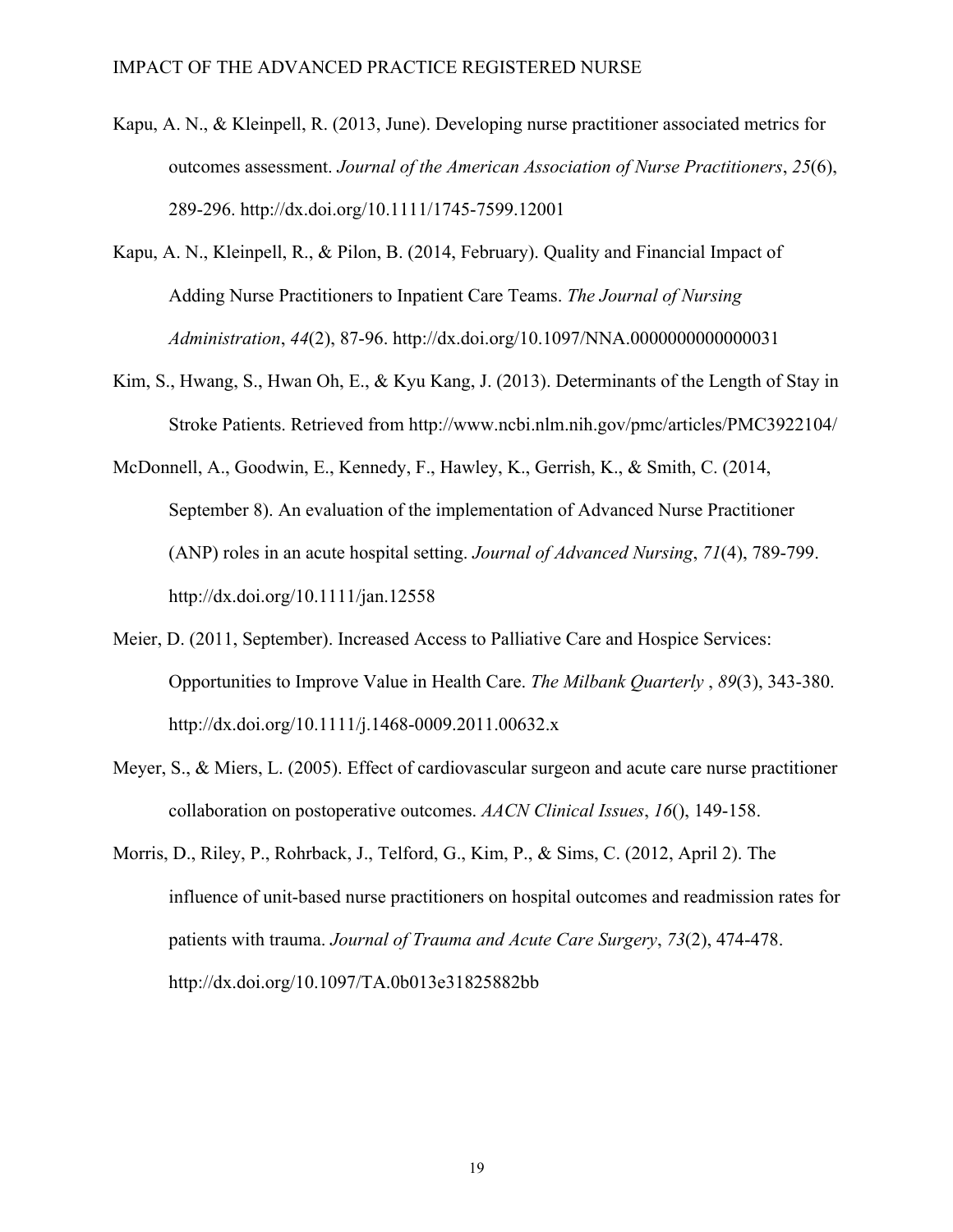Kapu, A. N., & Kleinpell, R. (2013, June). Developing nurse practitioner associated metrics for outcomes assessment. *Journal of the American Association of Nurse Practitioners*, *25*(6), 289-296. http://dx.doi.org/10.1111/1745-7599.12001

Kapu, A. N., Kleinpell, R., & Pilon, B. (2014, February). Quality and Financial Impact of Adding Nurse Practitioners to Inpatient Care Teams. *The Journal of Nursing Administration*, *44*(2), 87-96. http://dx.doi.org/10.1097/NNA.0000000000000031

Kim, S., Hwang, S., Hwan Oh, E., & Kyu Kang, J. (2013). Determinants of the Length of Stay in Stroke Patients. Retrieved from http://www.ncbi.nlm.nih.gov/pmc/articles/PMC3922104/

McDonnell, A., Goodwin, E., Kennedy, F., Hawley, K., Gerrish, K., & Smith, C. (2014, September 8). An evaluation of the implementation of Advanced Nurse Practitioner (ANP) roles in an acute hospital setting. *Journal of Advanced Nursing*, *71*(4), 789-799. http://dx.doi.org/10.1111/jan.12558

Meier, D. (2011, September). Increased Access to Palliative Care and Hospice Services: Opportunities to Improve Value in Health Care. *The Milbank Quarterly* , *89*(3), 343-380. http://dx.doi.org/10.1111/j.1468-0009.2011.00632.x

Meyer, S., & Miers, L. (2005). Effect of cardiovascular surgeon and acute care nurse practitioner collaboration on postoperative outcomes. *AACN Clinical Issues*, *16*(), 149-158.

Morris, D., Riley, P., Rohrback, J., Telford, G., Kim, P., & Sims, C. (2012, April 2). The influence of unit-based nurse practitioners on hospital outcomes and readmission rates for patients with trauma. *Journal of Trauma and Acute Care Surgery*, *73*(2), 474-478. http://dx.doi.org/10.1097/TA.0b013e31825882bb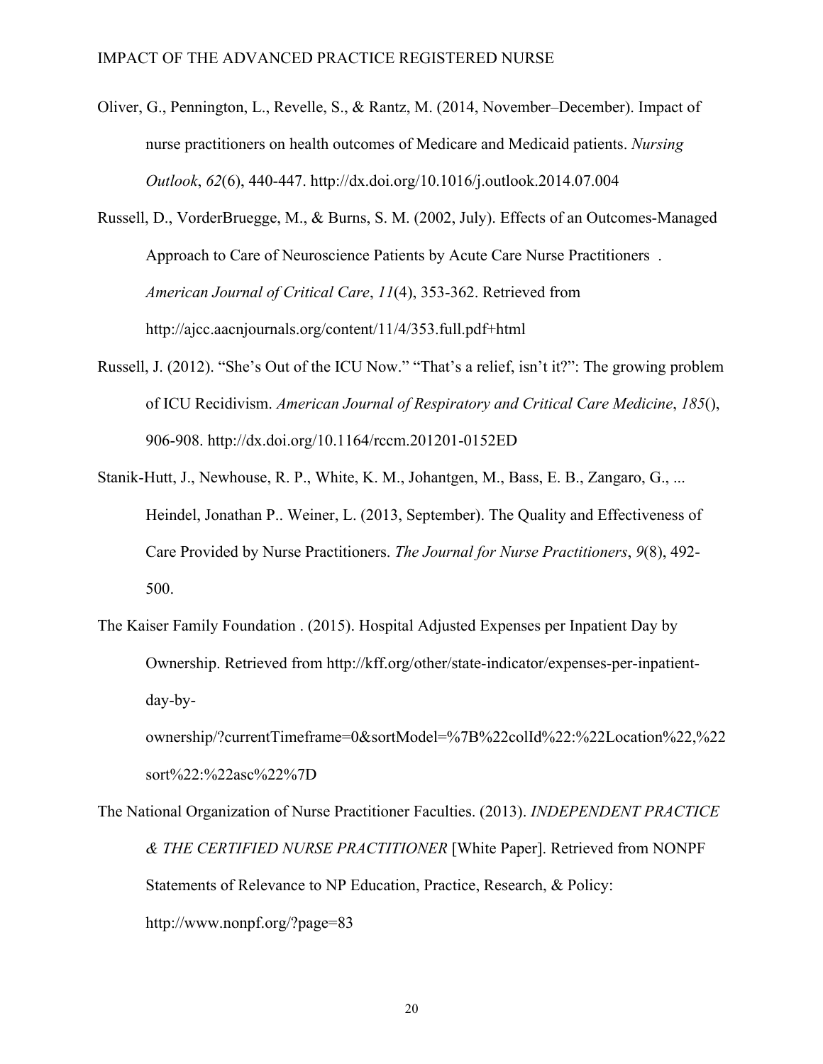Oliver, G., Pennington, L., Revelle, S., & Rantz, M. (2014, November–December). Impact of nurse practitioners on health outcomes of Medicare and Medicaid patients. *Nursing Outlook*, *62*(6), 440-447. http://dx.doi.org/10.1016/j.outlook.2014.07.004

Russell, D., VorderBruegge, M., & Burns, S. M. (2002, July). Effects of an Outcomes-Managed Approach to Care of Neuroscience Patients by Acute Care Nurse Practitioners . *American Journal of Critical Care*, *11*(4), 353-362. Retrieved from http://ajcc.aacnjournals.org/content/11/4/353.full.pdf+html

Russell, J. (2012). "She's Out of the ICU Now." "That's a relief, isn't it?": The growing problem of ICU Recidivism. *American Journal of Respiratory and Critical Care Medicine*, *185*(), 906-908. http://dx.doi.org/10.1164/rccm.201201-0152ED

Stanik-Hutt, J., Newhouse, R. P., White, K. M., Johantgen, M., Bass, E. B., Zangaro, G., ... Heindel, Jonathan P.. Weiner, L. (2013, September). The Quality and Effectiveness of Care Provided by Nurse Practitioners. *The Journal for Nurse Practitioners*, *9*(8), 492-500.

The Kaiser Family Foundation . (2015). Hospital Adjusted Expenses per Inpatient Day by Ownership. Retrieved from http://kff.org/other/state-indicator/expenses-per-inpatient-day-by-ownership/?currentTimeframe=0&sortModel=%7B%22colId%22:%22Location%22,%22sort%22:%22asc%22%7D

The National Organization of Nurse Practitioner Faculties. (2013). *INDEPENDENT PRACTICE & THE CERTIFIED NURSE PRACTITIONER* [White Paper]. Retrieved from NONPF Statements of Relevance to NP Education, Practice, Research, & Policy: http://www.nonpf.org/?page=83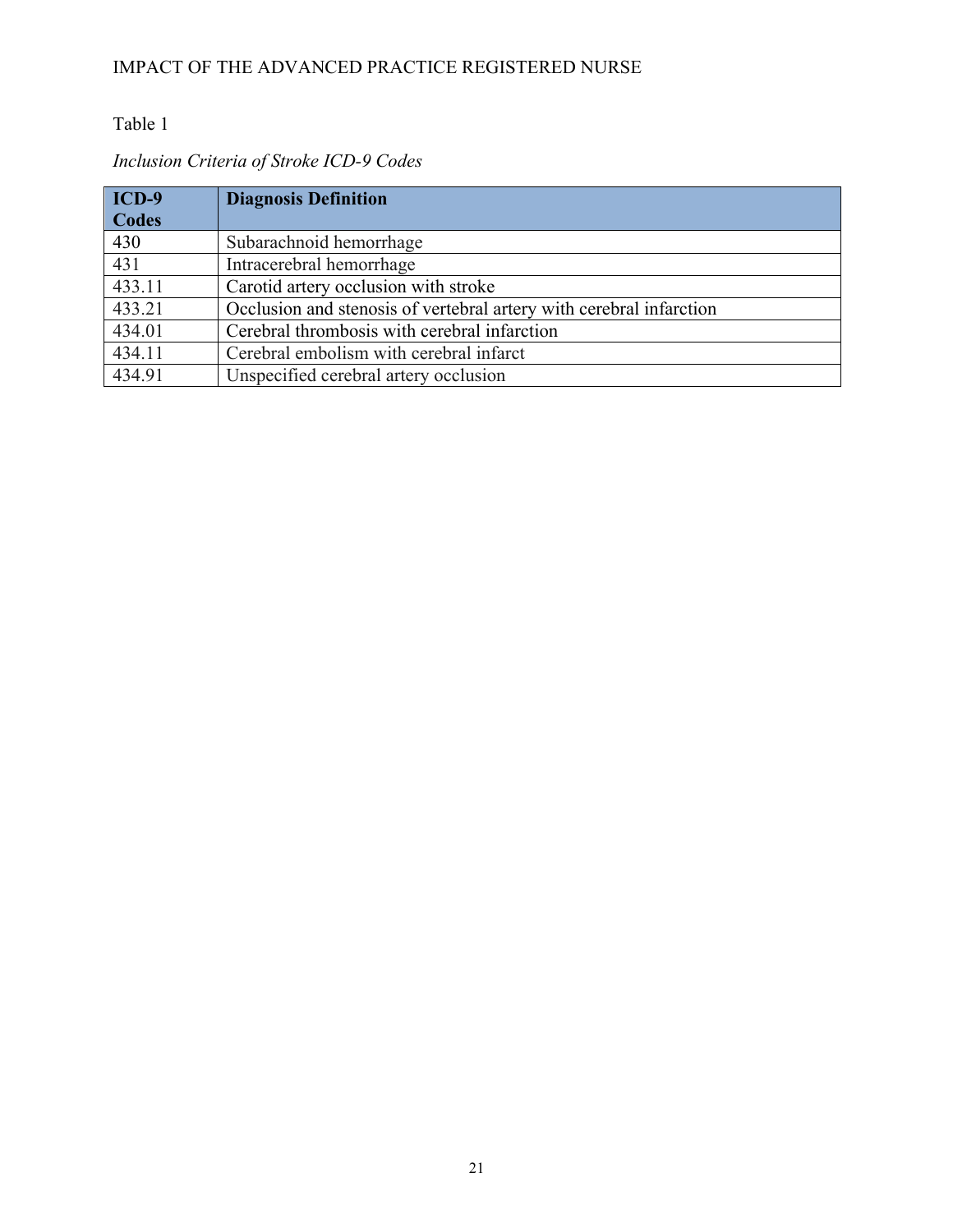Table 1

*Inclusion Criteria of Stroke ICD-9 Codes*

| ICD-9 Codes | Diagnosis Definition |
|---|---|
| 430 | Subarachnoid hemorrhage |
| 431 | Intracerebral hemorrhage |
| 433.11 | Carotid artery occlusion with stroke |
| 433.21 | Occlusion and stenosis of vertebral artery with cerebral infarction |
| 434.01 | Cerebral thrombosis with cerebral infarction |
| 434.11 | Cerebral embolism with cerebral infarct |
| 434.91 | Unspecified cerebral artery occlusion |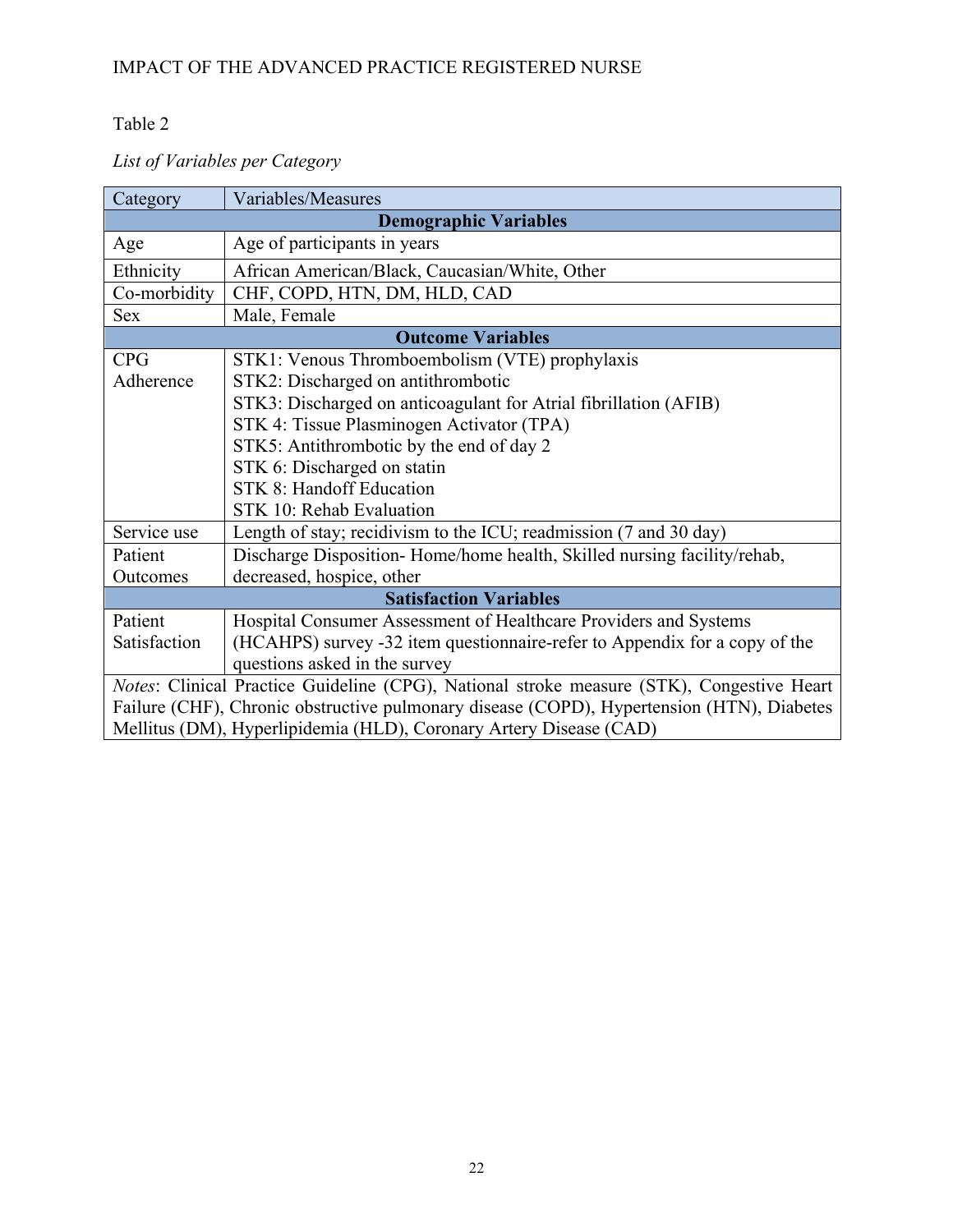Table 2

*List of Variables per Category*

| Category | Variables/Measures |
|---|---|
| **Demographic Variables** | |
| Age | Age of participants in years |
| Ethnicity | African American/Black, Caucasian/White, Other |
| Co-morbidity | CHF, COPD, HTN, DM, HLD, CAD |
| Sex | Male, Female |
| **Outcome Variables** | |
| CPG Adherence | STK1: Venous Thromboembolism (VTE) prophylaxis<br>STK2: Discharged on antithrombotic<br>STK3: Discharged on anticoagulant for Atrial fibrillation (AFIB)<br>STK 4: Tissue Plasminogen Activator (TPA)<br>STK5: Antithrombotic by the end of day 2<br>STK 6: Discharged on statin<br>STK 8: Handoff Education<br>STK 10: Rehab Evaluation |
| Service use | Length of stay; recidivism to the ICU; readmission (7 and 30 day) |
| Patient Outcomes | Discharge Disposition- Home/home health, Skilled nursing facility/rehab, decreased, hospice, other |
| **Satisfaction Variables** | |
| Patient Satisfaction | Hospital Consumer Assessment of Healthcare Providers and Systems (HCAHPS) survey -32 item questionnaire-refer to Appendix for a copy of the questions asked in the survey |

*Notes*: Clinical Practice Guideline (CPG), National stroke measure (STK), Congestive Heart Failure (CHF), Chronic obstructive pulmonary disease (COPD), Hypertension (HTN), Diabetes Mellitus (DM), Hyperlipidemia (HLD), Coronary Artery Disease (CAD)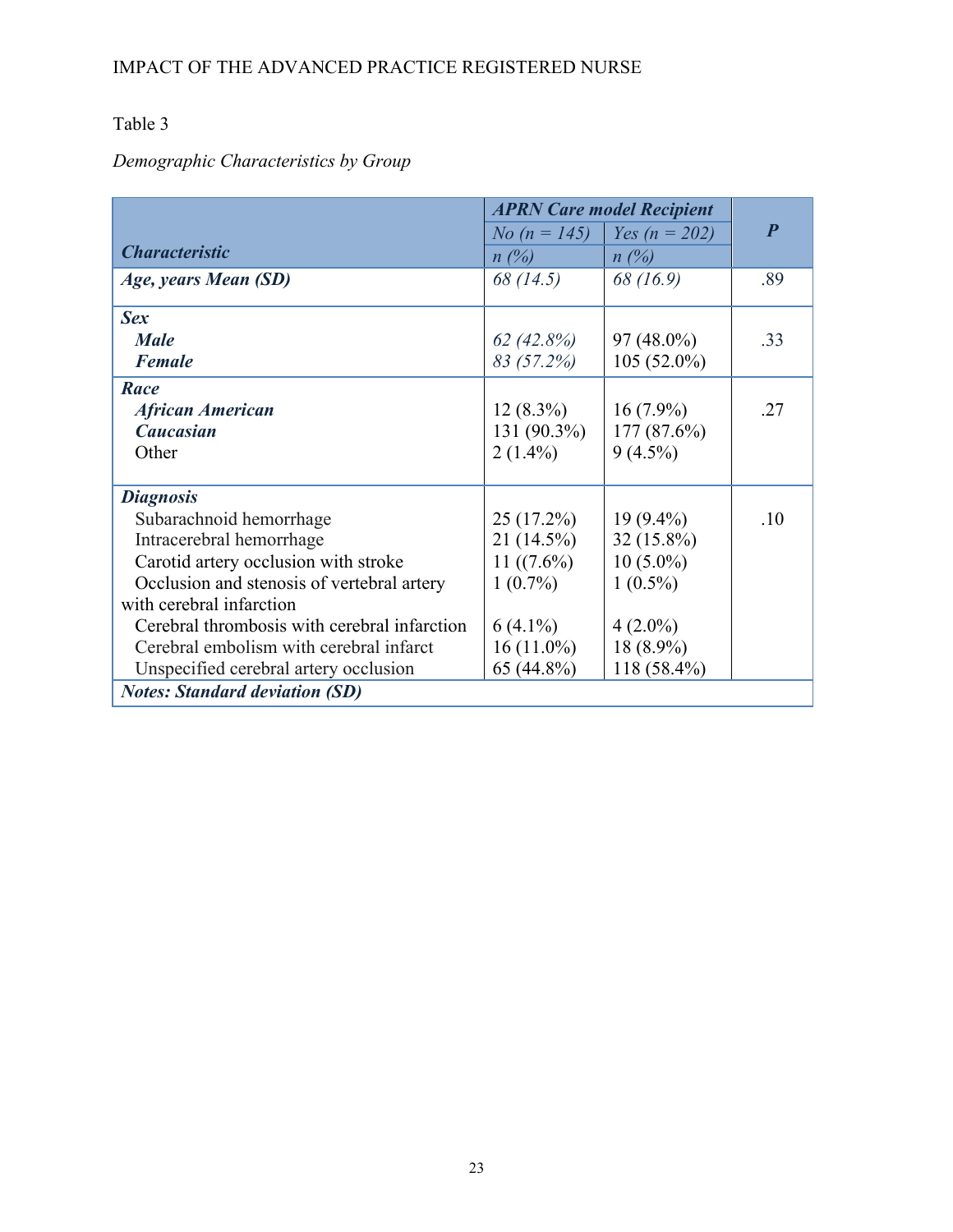Table 3

*Demographic Characteristics by Group*

| ***Characteristic*** | ***APRN Care model Recipient*** *No (n = 145)* *n (%)* | *Yes (n = 202)* *n (%)* | ***P*** |
|---|---|---|---|
| ***Age, years Mean (SD)*** | *68 (14.5)* | *68 (16.9)* | .89 |
| ***Sex*** | | | |
| ***Male*** | *62 (42.8%)* | 97 (48.0%) | .33 |
| ***Female*** | *83 (57.2%)* | 105 (52.0%) | |
| ***Race*** | | | |
| ***African American*** | 12 (8.3%) | 16 (7.9%) | .27 |
| ***Caucasian*** | 131 (90.3%) | 177 (87.6%) | |
| Other | 2 (1.4%) | 9 (4.5%) | |
| ***Diagnosis*** | | | |
| Subarachnoid hemorrhage | 25 (17.2%) | 19 (9.4%) | .10 |
| Intracerebral hemorrhage | 21 (14.5%) | 32 (15.8%) | |
| Carotid artery occlusion with stroke | 11 ((7.6%) | 10 (5.0%) | |
| Occlusion and stenosis of vertebral artery with cerebral infarction | 1 (0.7%) | 1 (0.5%) | |
| Cerebral thrombosis with cerebral infarction | 6 (4.1%) | 4 (2.0%) | |
| Cerebral embolism with cerebral infarct | 16 (11.0%) | 18 (8.9%) | |
| Unspecified cerebral artery occlusion | 65 (44.8%) | 118 (58.4%) | |
| ***Notes: Standard deviation (SD)*** | | | |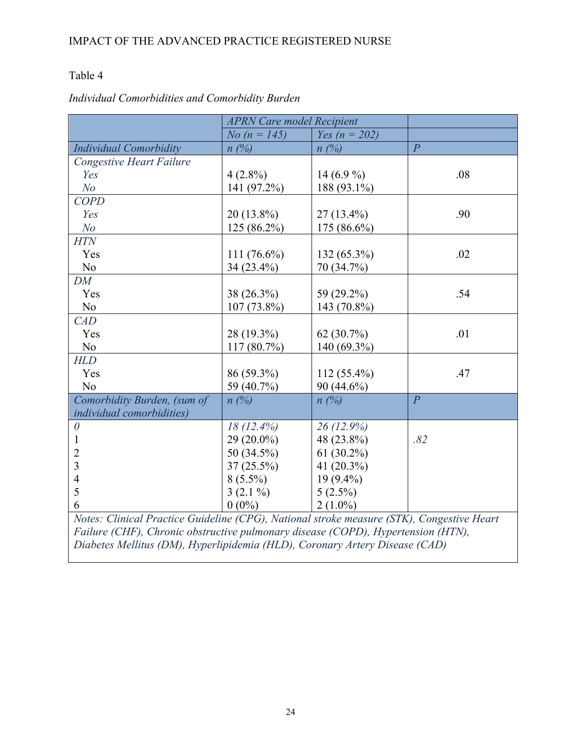Table 4

*Individual Comorbidities and Comorbidity Burden*

| | *APRN Care model Recipient* | | |
|---|---|---|---|
| | *No (n = 145)* | *Yes (n = 202)* | |
| *Individual Comorbidity* | *n (%)* | *n (%)* | *P* |
| *Congestive Heart Failure* | | | |
| *Yes* | 4 (2.8%) | 14 (6.9 %) | .08 |
| *No* | 141 (97.2%) | 188 (93.1%) | |
| *COPD* | | | |
| *Yes* | 20 (13.8%) | 27 (13.4%) | .90 |
| *No* | 125 (86.2%) | 175 (86.6%) | |
| *HTN* | | | |
| Yes | 111 (76.6%) | 132 (65.3%) | .02 |
| No | 34 (23.4%) | 70 (34.7%) | |
| *DM* | | | |
| Yes | 38 (26.3%) | 59 (29.2%) | .54 |
| No | 107 (73.8%) | 143 (70.8%) | |
| *CAD* | | | |
| Yes | 28 (19.3%) | 62 (30.7%) | .01 |
| No | 117 (80.7%) | 140 (69.3%) | |
| *HLD* | | | |
| Yes | 86 (59.3%) | 112 (55.4%) | .47 |
| No | 59 (40.7%) | 90 (44.6%) | |
| *Comorbidity Burden, (sum of individual comorbidities)* | *n (%)* | *n (%)* | *P* |
| *0* | *18 (12.4%)* | *26 (12.9%)* | |
| 1 | 29 (20.0%) | 48 (23.8%) | *.82* |
| 2 | 50 (34.5%) | 61 (30.2%) | |
| 3 | 37 (25.5%) | 41 (20.3%) | |
| 4 | 8 (5.5%) | 19 (9.4%) | |
| 5 | 3 (2.1 %) | 5 (2.5%) | |
| 6 | 0 (0%) | 2 (1.0%) | |

*Notes: Clinical Practice Guideline (CPG), National stroke measure (STK), Congestive Heart Failure (CHF), Chronic obstructive pulmonary disease (COPD), Hypertension (HTN), Diabetes Mellitus (DM), Hyperlipidemia (HLD), Coronary Artery Disease (CAD)*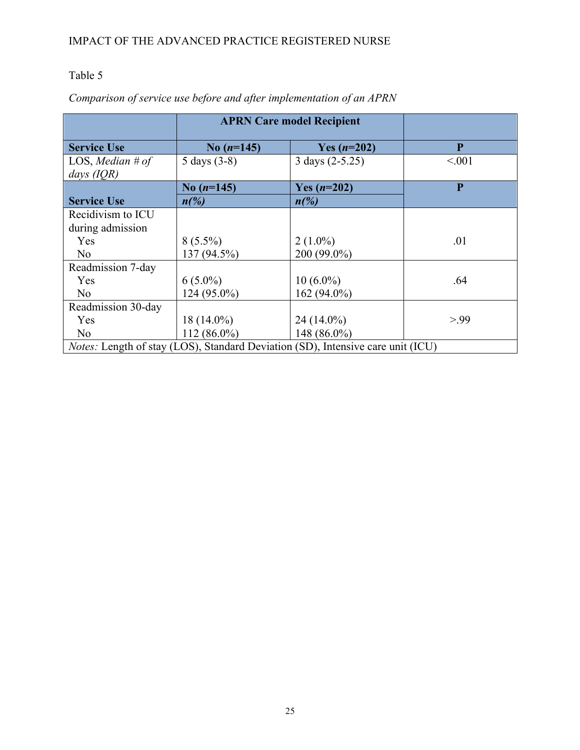Table 5

*Comparison of service use before and after implementation of an APRN*

| | **APRN Care model Recipient** | | |
|---|---|---|---|
| **Service Use** | **No (*n*=145)** | **Yes (*n*=202)** | **P** |
| LOS, *Median # of days (IQR)* | 5 days (3-8) | 3 days (2-5.25) | <.001 |
| **Service Use** | **No (*n*=145)** *n(%)* | **Yes (*n*=202)** *n(%)* | **P** |
| Recidivism to ICU during admission | | | |
| Yes | 8 (5.5%) | 2 (1.0%) | .01 |
| No | 137 (94.5%) | 200 (99.0%) | |
| Readmission 7-day | | | |
| Yes | 6 (5.0%) | 10 (6.0%) | .64 |
| No | 124 (95.0%) | 162 (94.0%) | |
| Readmission 30-day | | | |
| Yes | 18 (14.0%) | 24 (14.0%) | >.99 |
| No | 112 (86.0%) | 148 (86.0%) | |

*Notes:* Length of stay (LOS), Standard Deviation (SD), Intensive care unit (ICU)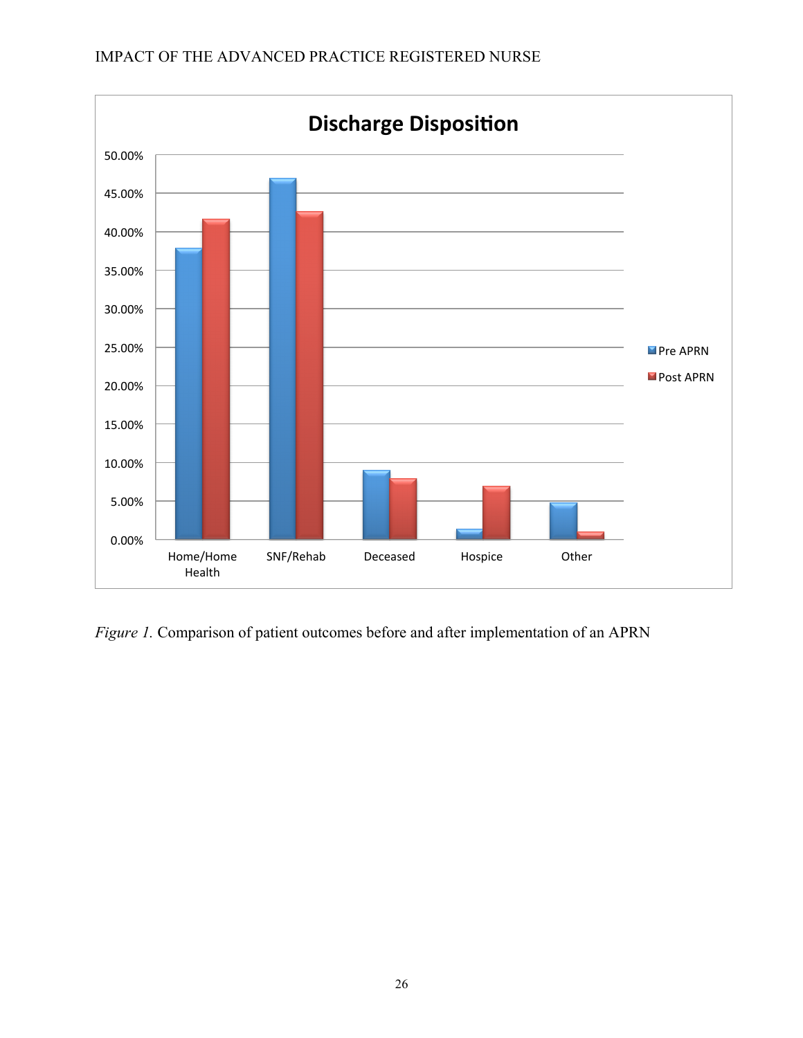*Figure 1.* Comparison of patient outcomes before and after implementation of an APRN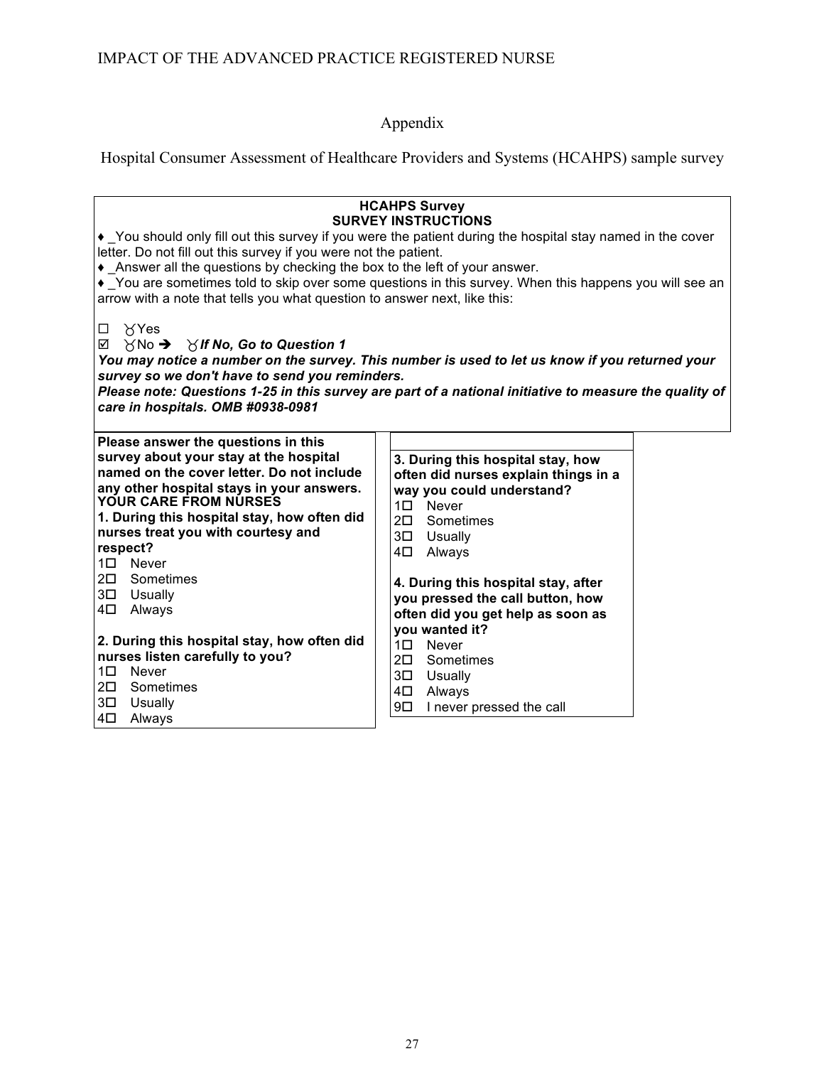# Appendix

Hospital Consumer Assessment of Healthcare Providers and Systems (HCAHPS) sample survey

**HCAHPS Survey**
**SURVEY INSTRUCTIONS**

♦ _You should only fill out this survey if you were the patient during the hospital stay named in the cover letter. Do not fill out this survey if you were not the patient.

♦ _Answer all the questions by checking the box to the left of your answer.

♦ _You are sometimes told to skip over some questions in this survey. When this happens you will see an arrow with a note that tells you what question to answer next, like this:

☐ Yes
☑ No ➔ ***If No, Go to Question 1***

***You may notice a number on the survey. This number is used to let us know if you returned your survey so we don't have to send you reminders.***

***Please note: Questions 1-25 in this survey are part of a national initiative to measure the quality of care in hospitals. OMB #0938-0981***

**Please answer the questions in this survey about your stay at the hospital named on the cover letter. Do not include any other hospital stays in your answers.**

**YOUR CARE FROM NURSES**

**1. During this hospital stay, how often did nurses treat you with courtesy and respect?**

1☐ Never
2☐ Sometimes
3☐ Usually
4☐ Always

**2. During this hospital stay, how often did nurses listen carefully to you?**

1☐ Never
2☐ Sometimes
3☐ Usually
4☐ Always

**3. During this hospital stay, how often did nurses explain things in a way you could understand?**

1☐ Never
2☐ Sometimes
3☐ Usually
4☐ Always

**4. During this hospital stay, after you pressed the call button, how often did you get help as soon as you wanted it?**

1☐ Never
2☐ Sometimes
3☐ Usually
4☐ Always
9☐ I never pressed the call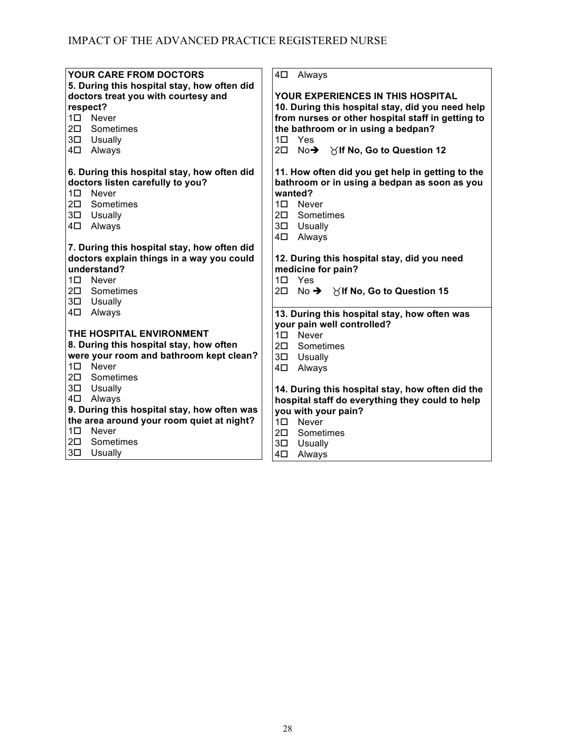**YOUR CARE FROM DOCTORS**

**5. During this hospital stay, how often did doctors treat you with courtesy and respect?**

1☐ Never
2☐ Sometimes
3☐ Usually
4☐ Always

**6. During this hospital stay, how often did doctors listen carefully to you?**

1☐ Never
2☐ Sometimes
3☐ Usually
4☐ Always

**7. During this hospital stay, how often did doctors explain things in a way you could understand?**

1☐ Never
2☐ Sometimes
3☐ Usually
4☐ Always

**THE HOSPITAL ENVIRONMENT**

**8. During this hospital stay, how often were your room and bathroom kept clean?**

1☐ Never
2☐ Sometimes
3☐ Usually
4☐ Always

**9. During this hospital stay, how often was the area around your room quiet at night?**

1☐ Never
2☐ Sometimes
3☐ Usually
4☐ Always

**YOUR EXPERIENCES IN THIS HOSPITAL**

**10. During this hospital stay, did you need help from nurses or other hospital staff in getting to the bathroom or in using a bedpan?**

1☐ Yes
2☐ No➔ **If No, Go to Question 12**

**11. How often did you get help in getting to the bathroom or in using a bedpan as soon as you wanted?**

1☐ Never
2☐ Sometimes
3☐ Usually
4☐ Always

**12. During this hospital stay, did you need medicine for pain?**

1☐ Yes
2☐ No ➔ **If No, Go to Question 15**

**13. During this hospital stay, how often was your pain well controlled?**

1☐ Never
2☐ Sometimes
3☐ Usually
4☐ Always

**14. During this hospital stay, how often did the hospital staff do everything they could to help you with your pain?**

1☐ Never
2☐ Sometimes
3☐ Usually
4☐ Always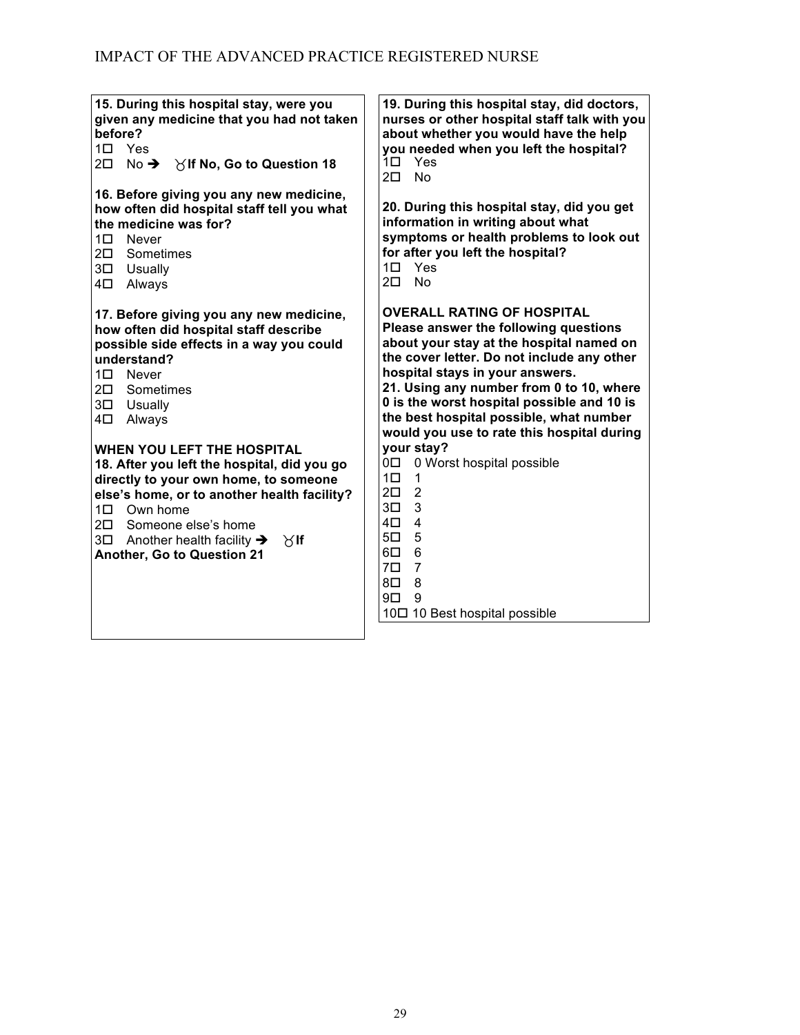**15. During this hospital stay, were you given any medicine that you had not taken before?**

1☐ Yes
2☐ No ➔ **If No, Go to Question 18**

**16. Before giving you any new medicine, how often did hospital staff tell you what the medicine was for?**

1☐ Never
2☐ Sometimes
3☐ Usually
4☐ Always

**17. Before giving you any new medicine, how often did hospital staff describe possible side effects in a way you could understand?**

1☐ Never
2☐ Sometimes
3☐ Usually
4☐ Always

**WHEN YOU LEFT THE HOSPITAL**

**18. After you left the hospital, did you go directly to your own home, to someone else's home, or to another health facility?**

1☐ Own home
2☐ Someone else's home
3☐ Another health facility ➔ **If Another, Go to Question 21**

**19. During this hospital stay, did doctors, nurses or other hospital staff talk with you about whether you would have the help you needed when you left the hospital?**

1☐ Yes
2☐ No

**20. During this hospital stay, did you get information in writing about what symptoms or health problems to look out for after you left the hospital?**

1☐ Yes
2☐ No

**OVERALL RATING OF HOSPITAL**

**Please answer the following questions about your stay at the hospital named on the cover letter. Do not include any other hospital stays in your answers.**

**21. Using any number from 0 to 10, where 0 is the worst hospital possible and 10 is the best hospital possible, what number would you use to rate this hospital during your stay?**

0☐ 0 Worst hospital possible
1☐ 1
2☐ 2
3☐ 3
4☐ 4
5☐ 5
6☐ 6
7☐ 7
8☐ 8
9☐ 9
10☐ 10 Best hospital possible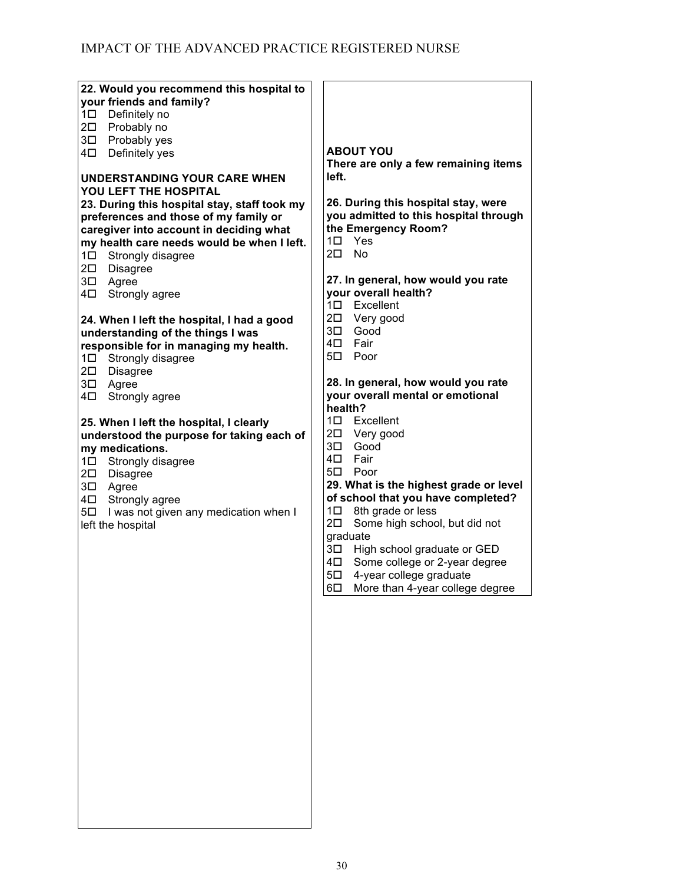**22. Would you recommend this hospital to your friends and family?**

1☐ Definitely no
2☐ Probably no
3☐ Probably yes
4☐ Definitely yes

**UNDERSTANDING YOUR CARE WHEN YOU LEFT THE HOSPITAL**

**23. During this hospital stay, staff took my preferences and those of my family or caregiver into account in deciding what my health care needs would be when I left.**

1☐ Strongly disagree
2☐ Disagree
3☐ Agree
4☐ Strongly agree

**24. When I left the hospital, I had a good understanding of the things I was responsible for in managing my health.**

1☐ Strongly disagree
2☐ Disagree
3☐ Agree
4☐ Strongly agree

**25. When I left the hospital, I clearly understood the purpose for taking each of my medications.**

1☐ Strongly disagree
2☐ Disagree
3☐ Agree
4☐ Strongly agree
5☐ I was not given any medication when I left the hospital

**ABOUT YOU**

**There are only a few remaining items left.**

**26. During this hospital stay, were you admitted to this hospital through the Emergency Room?**

1☐ Yes
2☐ No

**27. In general, how would you rate your overall health?**

1☐ Excellent
2☐ Very good
3☐ Good
4☐ Fair
5☐ Poor

**28. In general, how would you rate your overall mental or emotional health?**

1☐ Excellent
2☐ Very good
3☐ Good
4☐ Fair
5☐ Poor

**29. What is the highest grade or level of school that you have completed?**

1☐ 8th grade or less
2☐ Some high school, but did not graduate
3☐ High school graduate or GED
4☐ Some college or 2-year degree
5☐ 4-year college graduate
6☐ More than 4-year college degree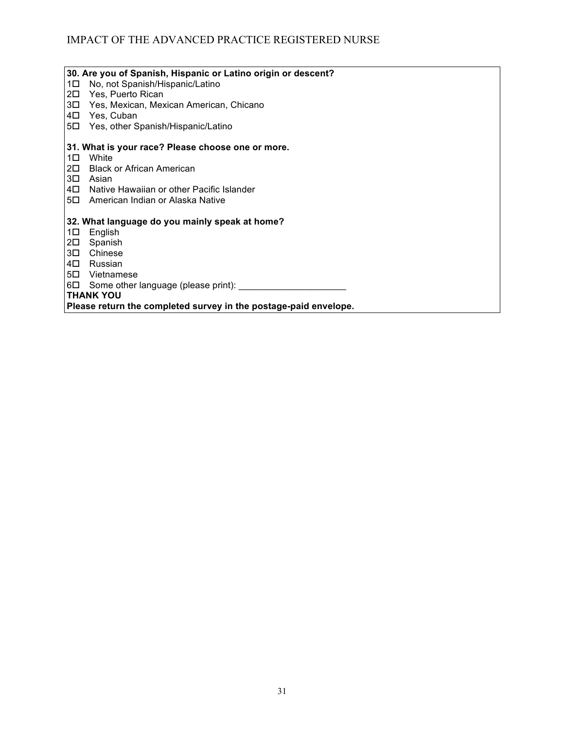**30. Are you of Spanish, Hispanic or Latino origin or descent?**

1☐ No, not Spanish/Hispanic/Latino
2☐ Yes, Puerto Rican
3☐ Yes, Mexican, Mexican American, Chicano
4☐ Yes, Cuban
5☐ Yes, other Spanish/Hispanic/Latino

**31. What is your race? Please choose one or more.**

1☐ White
2☐ Black or African American
3☐ Asian
4☐ Native Hawaiian or other Pacific Islander
5☐ American Indian or Alaska Native

**32. What language do you mainly speak at home?**

1☐ English
2☐ Spanish
3☐ Chinese
4☐ Russian
5☐ Vietnamese
6☐ Some other language (please print): _____________________

**THANK YOU**

**Please return the completed survey in the postage-paid envelope.**